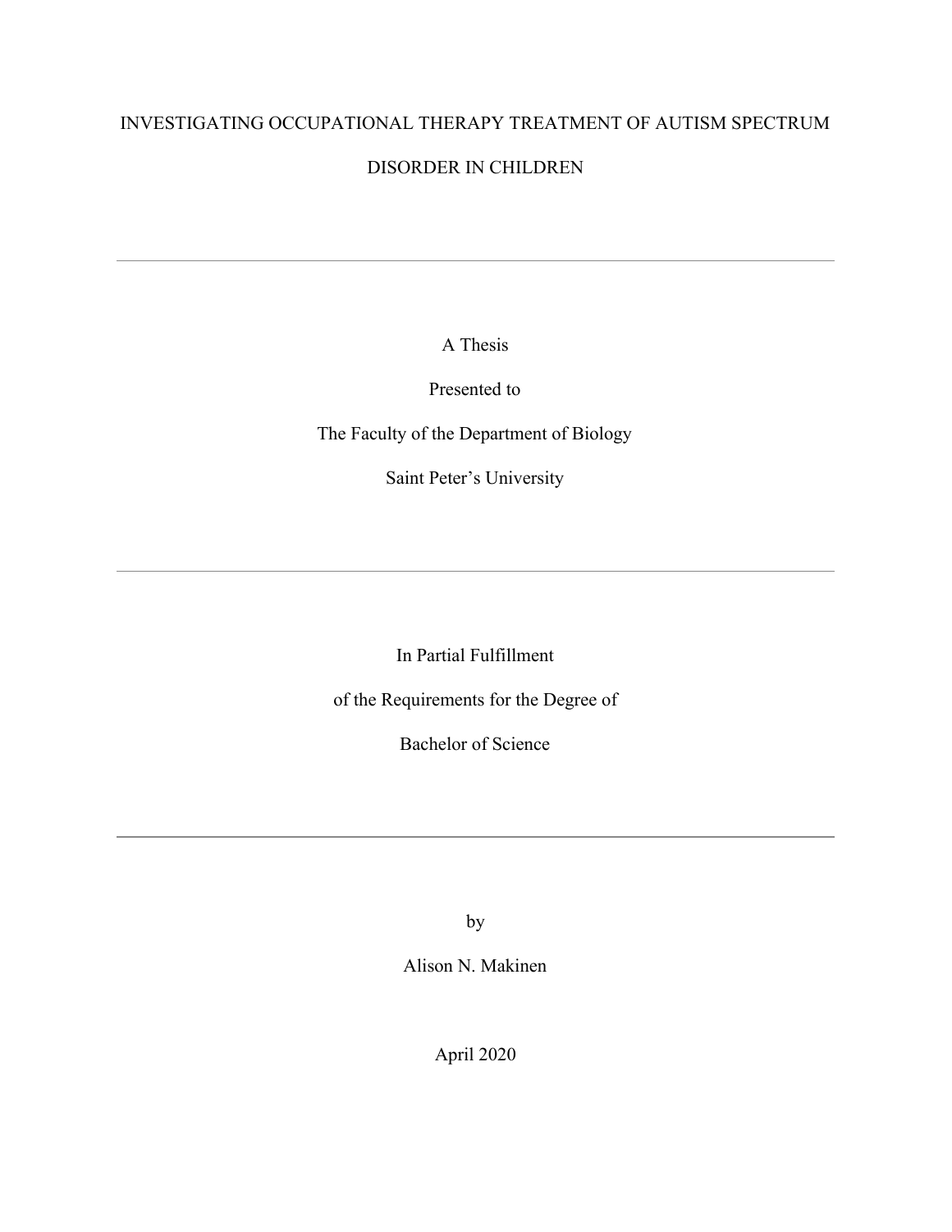# INVESTIGATING OCCUPATIONAL THERAPY TREATMENT OF AUTISM SPECTRUM DISORDER IN CHILDREN

---

A Thesis

Presented to

The Faculty of the Department of Biology

Saint Peter's University

---

In Partial Fulfillment

of the Requirements for the Degree of

Bachelor of Science

---

by

Alison N. Makinen

April 2020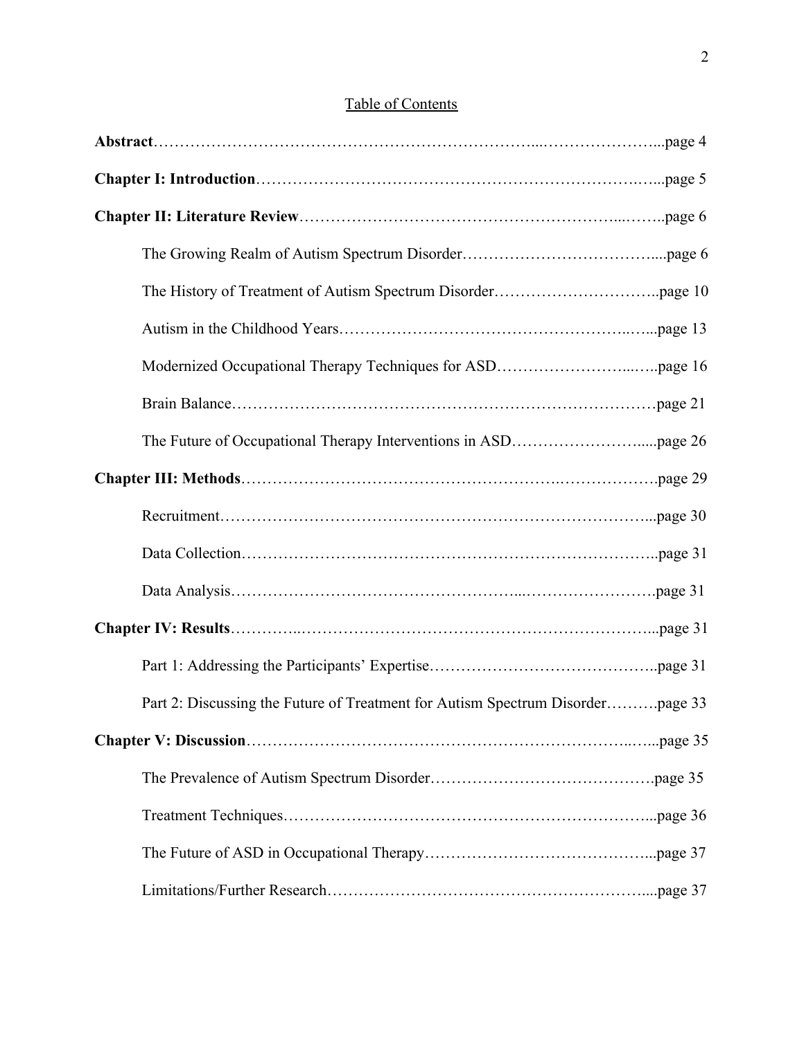# Table of Contents

**Abstract**……………………………………………………………...…………………...page 4

**Chapter I: Introduction**……………………………………………………….…...page 5

**Chapter II: Literature Review**…………………………………………………...……..page 6

- The Growing Realm of Autism Spectrum Disorder……………………………....page 6
- The History of Treatment of Autism Spectrum Disorder…………………………..page 10
- Autism in the Childhood Years……………………………………………..…...page 13
- Modernized Occupational Therapy Techniques for ASD……………………...…..page 16
- Brain Balance…………………………………………………………………….page 21
- The Future of Occupational Therapy Interventions in ASD……………………......page 26

**Chapter III: Methods**……………………………………………….……………….page 29

- Recruitment……………………………………………………………………...page 30
- Data Collection…………………………………………………………………..page 31
- Data Analysis……………………………………………...…………………….page 31

**Chapter IV: Results**…………..……………………………………………………....page 31

- Part 1: Addressing the Participants' Expertise……………………………………..page 31
- Part 2: Discussing the Future of Treatment for Autism Spectrum Disorder……….page 33

**Chapter V: Discussion**…………………………………………………………..…...page 35

- The Prevalence of Autism Spectrum Disorder…………………………………….page 35
- Treatment Techniques……………………………………………………………...page 36
- The Future of ASD in Occupational Therapy……………………………………...page 37
- Limitations/Further Research……………………………………………………....page 37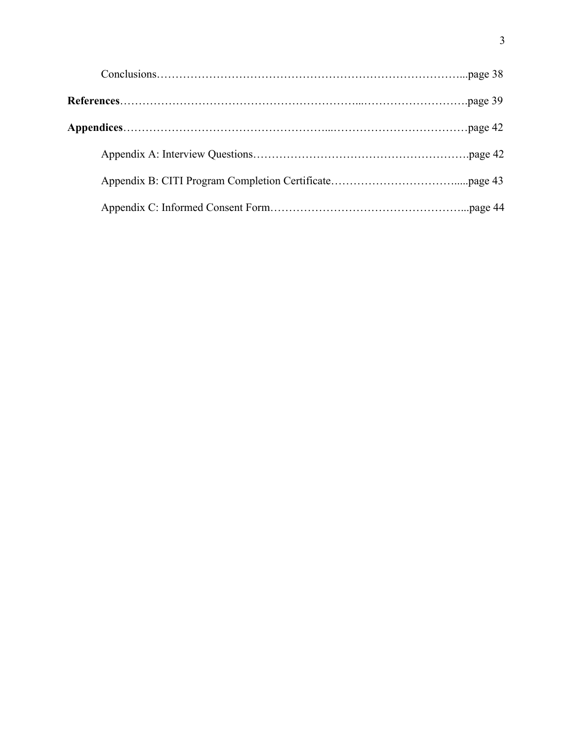Conclusions…………………………………………………………………………...page 38

**References**……………………………………………………...………………………page 39

**Appendices**……………………………………………...………………………………page 42

Appendix A: Interview Questions…………………………………………………page 42

Appendix B: CITI Program Completion Certificate…………………………….....page 43

Appendix C: Informed Consent Form……………………………………………...page 44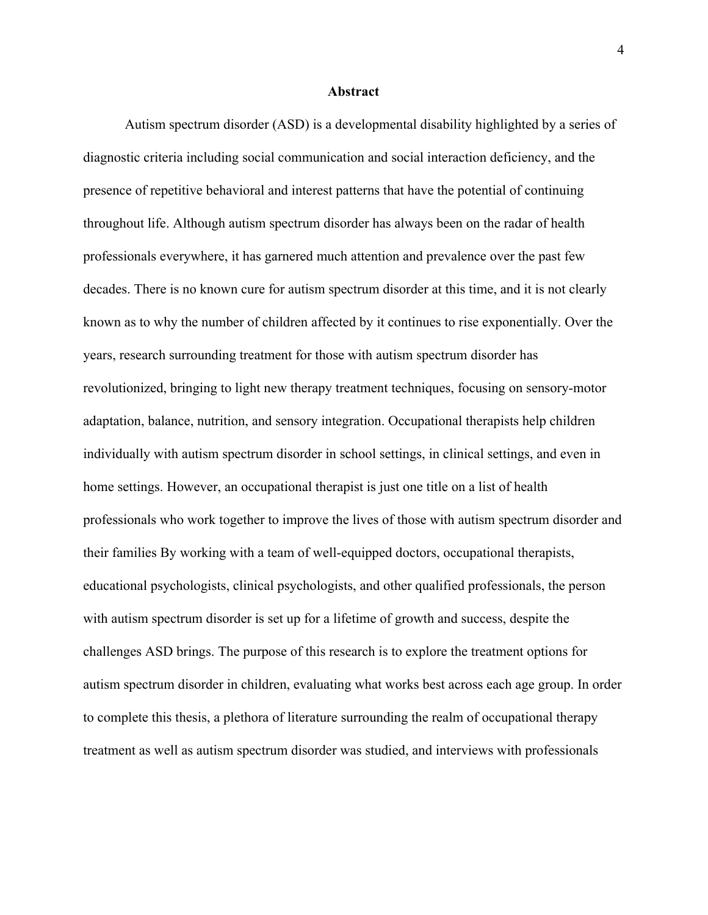## Abstract

Autism spectrum disorder (ASD) is a developmental disability highlighted by a series of diagnostic criteria including social communication and social interaction deficiency, and the presence of repetitive behavioral and interest patterns that have the potential of continuing throughout life. Although autism spectrum disorder has always been on the radar of health professionals everywhere, it has garnered much attention and prevalence over the past few decades. There is no known cure for autism spectrum disorder at this time, and it is not clearly known as to why the number of children affected by it continues to rise exponentially. Over the years, research surrounding treatment for those with autism spectrum disorder has revolutionized, bringing to light new therapy treatment techniques, focusing on sensory-motor adaptation, balance, nutrition, and sensory integration. Occupational therapists help children individually with autism spectrum disorder in school settings, in clinical settings, and even in home settings. However, an occupational therapist is just one title on a list of health professionals who work together to improve the lives of those with autism spectrum disorder and their families By working with a team of well-equipped doctors, occupational therapists, educational psychologists, clinical psychologists, and other qualified professionals, the person with autism spectrum disorder is set up for a lifetime of growth and success, despite the challenges ASD brings. The purpose of this research is to explore the treatment options for autism spectrum disorder in children, evaluating what works best across each age group. In order to complete this thesis, a plethora of literature surrounding the realm of occupational therapy treatment as well as autism spectrum disorder was studied, and interviews with professionals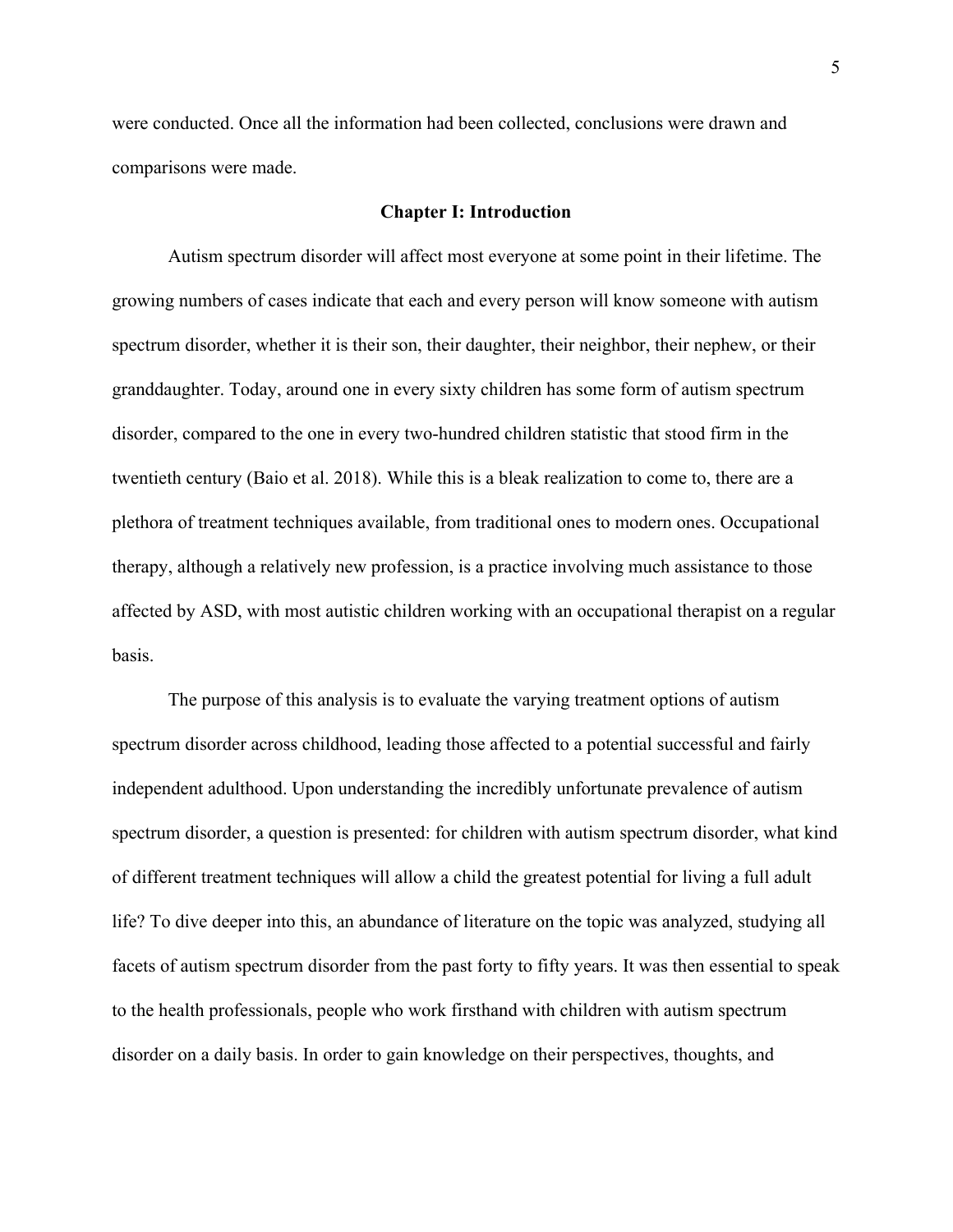were conducted. Once all the information had been collected, conclusions were drawn and comparisons were made.

## Chapter I: Introduction

Autism spectrum disorder will affect most everyone at some point in their lifetime. The growing numbers of cases indicate that each and every person will know someone with autism spectrum disorder, whether it is their son, their daughter, their neighbor, their nephew, or their granddaughter. Today, around one in every sixty children has some form of autism spectrum disorder, compared to the one in every two-hundred children statistic that stood firm in the twentieth century (Baio et al. 2018). While this is a bleak realization to come to, there are a plethora of treatment techniques available, from traditional ones to modern ones. Occupational therapy, although a relatively new profession, is a practice involving much assistance to those affected by ASD, with most autistic children working with an occupational therapist on a regular basis.

The purpose of this analysis is to evaluate the varying treatment options of autism spectrum disorder across childhood, leading those affected to a potential successful and fairly independent adulthood. Upon understanding the incredibly unfortunate prevalence of autism spectrum disorder, a question is presented: for children with autism spectrum disorder, what kind of different treatment techniques will allow a child the greatest potential for living a full adult life? To dive deeper into this, an abundance of literature on the topic was analyzed, studying all facets of autism spectrum disorder from the past forty to fifty years. It was then essential to speak to the health professionals, people who work firsthand with children with autism spectrum disorder on a daily basis. In order to gain knowledge on their perspectives, thoughts, and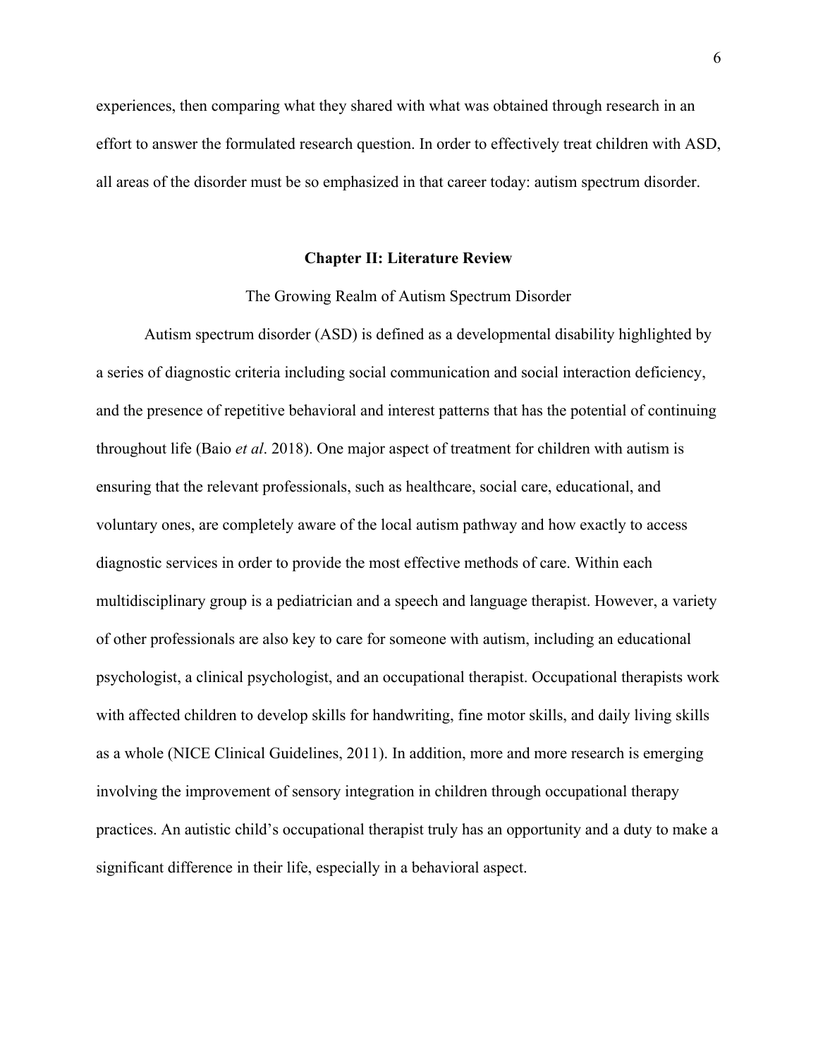experiences, then comparing what they shared with what was obtained through research in an effort to answer the formulated research question. In order to effectively treat children with ASD, all areas of the disorder must be so emphasized in that career today: autism spectrum disorder.

## Chapter II: Literature Review

### The Growing Realm of Autism Spectrum Disorder

Autism spectrum disorder (ASD) is defined as a developmental disability highlighted by a series of diagnostic criteria including social communication and social interaction deficiency, and the presence of repetitive behavioral and interest patterns that has the potential of continuing throughout life (Baio *et al*. 2018). One major aspect of treatment for children with autism is ensuring that the relevant professionals, such as healthcare, social care, educational, and voluntary ones, are completely aware of the local autism pathway and how exactly to access diagnostic services in order to provide the most effective methods of care. Within each multidisciplinary group is a pediatrician and a speech and language therapist. However, a variety of other professionals are also key to care for someone with autism, including an educational psychologist, a clinical psychologist, and an occupational therapist. Occupational therapists work with affected children to develop skills for handwriting, fine motor skills, and daily living skills as a whole (NICE Clinical Guidelines, 2011). In addition, more and more research is emerging involving the improvement of sensory integration in children through occupational therapy practices. An autistic child's occupational therapist truly has an opportunity and a duty to make a significant difference in their life, especially in a behavioral aspect.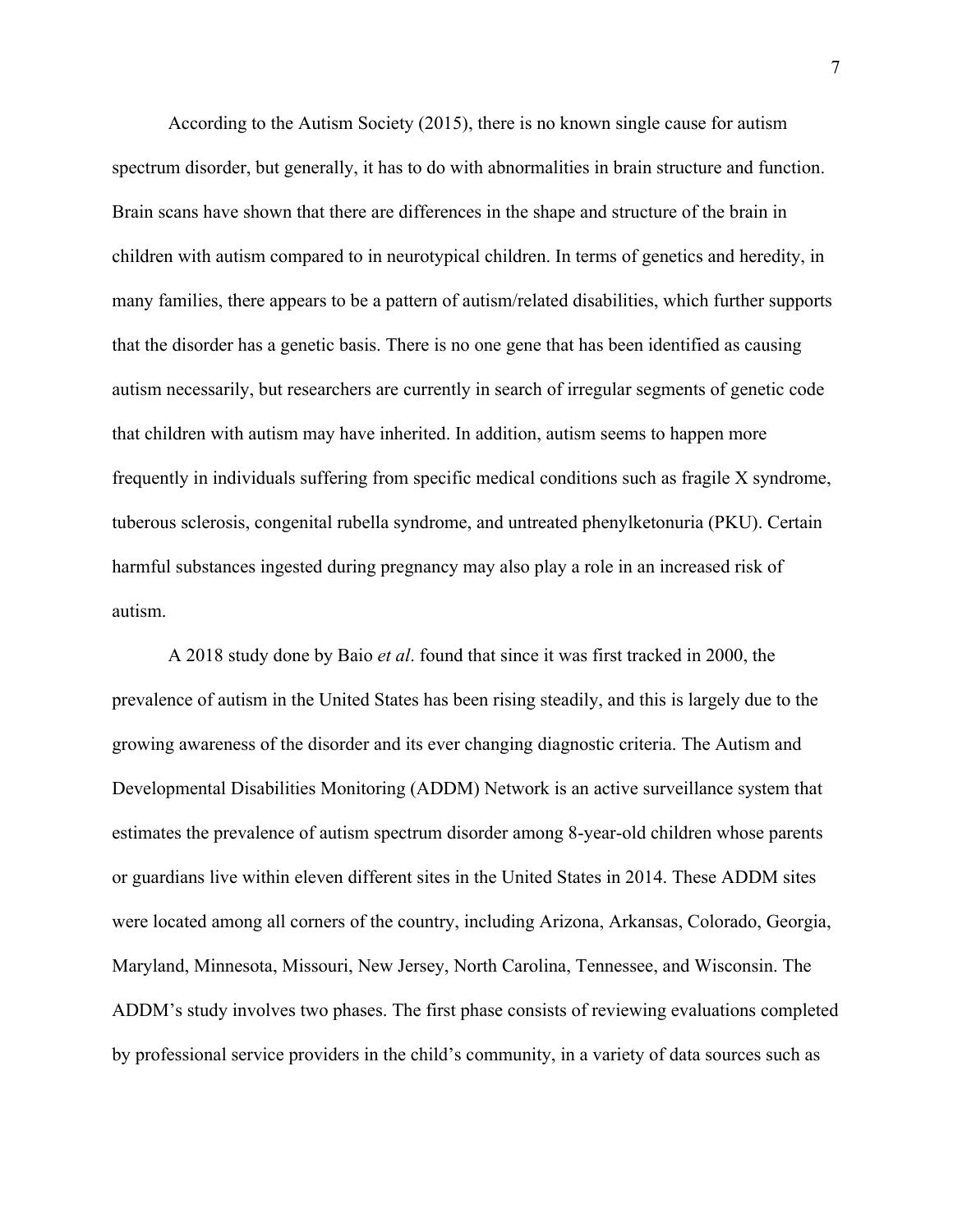According to the Autism Society (2015), there is no known single cause for autism spectrum disorder, but generally, it has to do with abnormalities in brain structure and function. Brain scans have shown that there are differences in the shape and structure of the brain in children with autism compared to in neurotypical children. In terms of genetics and heredity, in many families, there appears to be a pattern of autism/related disabilities, which further supports that the disorder has a genetic basis. There is no one gene that has been identified as causing autism necessarily, but researchers are currently in search of irregular segments of genetic code that children with autism may have inherited. In addition, autism seems to happen more frequently in individuals suffering from specific medical conditions such as fragile X syndrome, tuberous sclerosis, congenital rubella syndrome, and untreated phenylketonuria (PKU). Certain harmful substances ingested during pregnancy may also play a role in an increased risk of autism.

A 2018 study done by Baio *et al*. found that since it was first tracked in 2000, the prevalence of autism in the United States has been rising steadily, and this is largely due to the growing awareness of the disorder and its ever changing diagnostic criteria. The Autism and Developmental Disabilities Monitoring (ADDM) Network is an active surveillance system that estimates the prevalence of autism spectrum disorder among 8-year-old children whose parents or guardians live within eleven different sites in the United States in 2014. These ADDM sites were located among all corners of the country, including Arizona, Arkansas, Colorado, Georgia, Maryland, Minnesota, Missouri, New Jersey, North Carolina, Tennessee, and Wisconsin. The ADDM's study involves two phases. The first phase consists of reviewing evaluations completed by professional service providers in the child's community, in a variety of data sources such as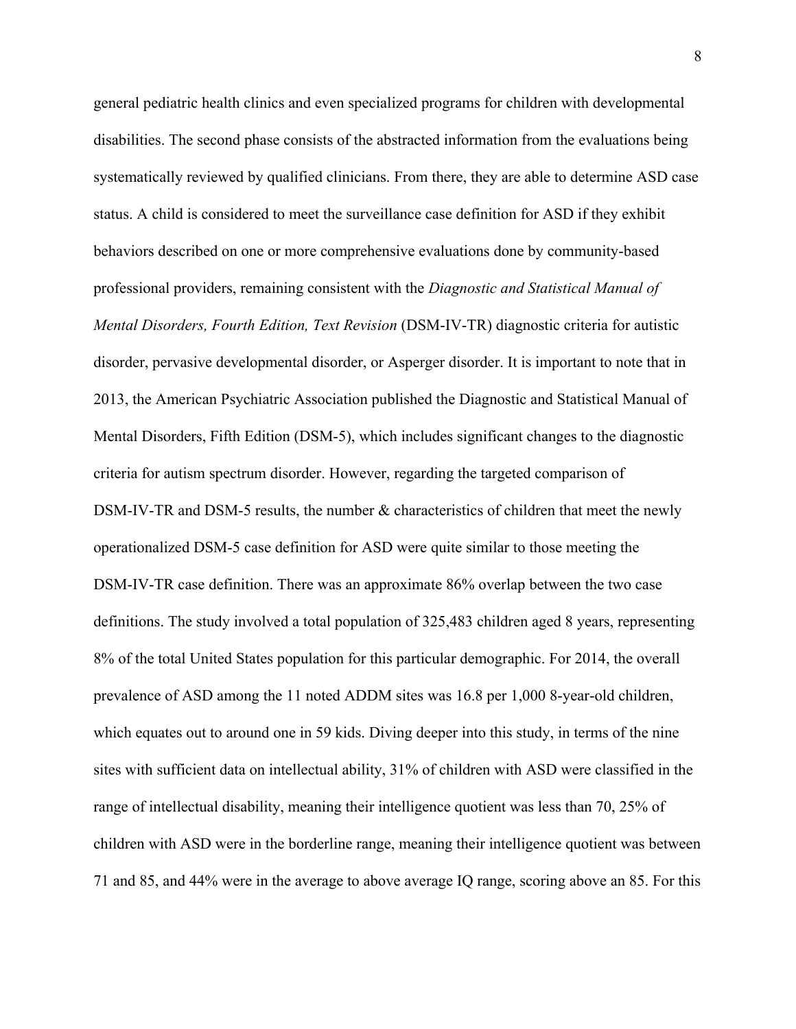general pediatric health clinics and even specialized programs for children with developmental disabilities. The second phase consists of the abstracted information from the evaluations being systematically reviewed by qualified clinicians. From there, they are able to determine ASD case status. A child is considered to meet the surveillance case definition for ASD if they exhibit behaviors described on one or more comprehensive evaluations done by community-based professional providers, remaining consistent with the *Diagnostic and Statistical Manual of Mental Disorders, Fourth Edition, Text Revision* (DSM-IV-TR) diagnostic criteria for autistic disorder, pervasive developmental disorder, or Asperger disorder. It is important to note that in 2013, the American Psychiatric Association published the Diagnostic and Statistical Manual of Mental Disorders, Fifth Edition (DSM-5), which includes significant changes to the diagnostic criteria for autism spectrum disorder. However, regarding the targeted comparison of DSM-IV-TR and DSM-5 results, the number & characteristics of children that meet the newly operationalized DSM-5 case definition for ASD were quite similar to those meeting the DSM-IV-TR case definition. There was an approximate 86% overlap between the two case definitions. The study involved a total population of 325,483 children aged 8 years, representing 8% of the total United States population for this particular demographic. For 2014, the overall prevalence of ASD among the 11 noted ADDM sites was 16.8 per 1,000 8-year-old children, which equates out to around one in 59 kids. Diving deeper into this study, in terms of the nine sites with sufficient data on intellectual ability, 31% of children with ASD were classified in the range of intellectual disability, meaning their intelligence quotient was less than 70, 25% of children with ASD were in the borderline range, meaning their intelligence quotient was between 71 and 85, and 44% were in the average to above average IQ range, scoring above an 85. For this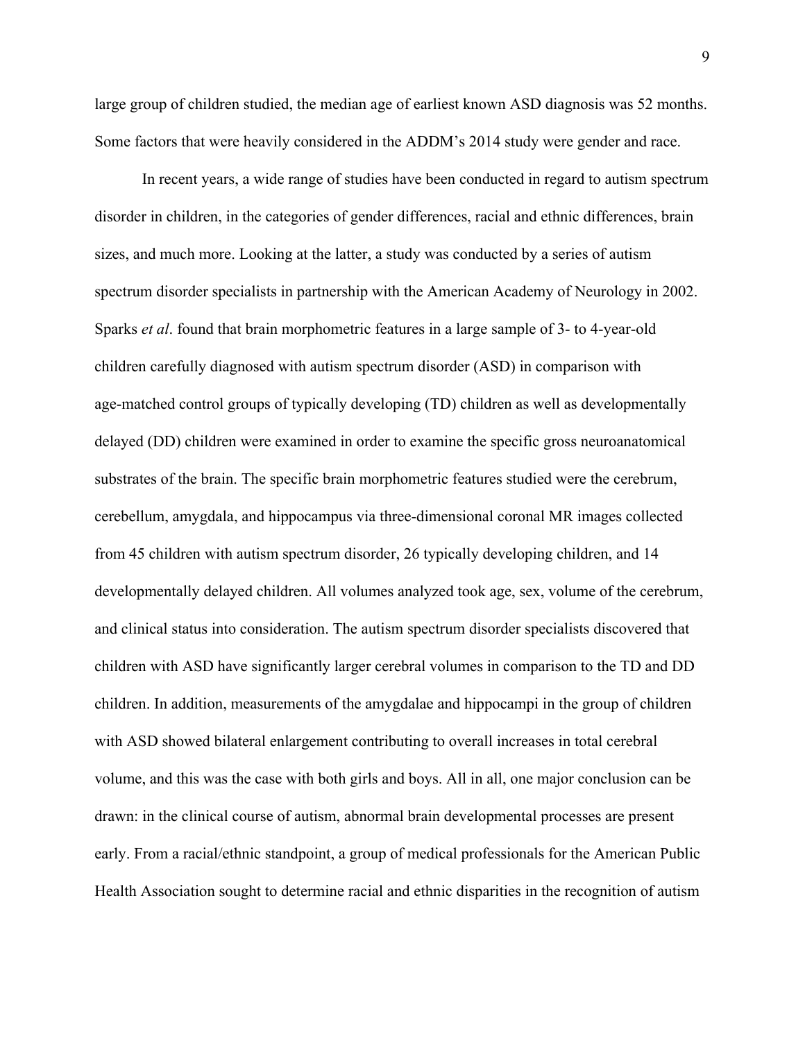large group of children studied, the median age of earliest known ASD diagnosis was 52 months. Some factors that were heavily considered in the ADDM's 2014 study were gender and race.

In recent years, a wide range of studies have been conducted in regard to autism spectrum disorder in children, in the categories of gender differences, racial and ethnic differences, brain sizes, and much more. Looking at the latter, a study was conducted by a series of autism spectrum disorder specialists in partnership with the American Academy of Neurology in 2002. Sparks *et al*. found that brain morphometric features in a large sample of 3- to 4-year-old children carefully diagnosed with autism spectrum disorder (ASD) in comparison with age-matched control groups of typically developing (TD) children as well as developmentally delayed (DD) children were examined in order to examine the specific gross neuroanatomical substrates of the brain. The specific brain morphometric features studied were the cerebrum, cerebellum, amygdala, and hippocampus via three-dimensional coronal MR images collected from 45 children with autism spectrum disorder, 26 typically developing children, and 14 developmentally delayed children. All volumes analyzed took age, sex, volume of the cerebrum, and clinical status into consideration. The autism spectrum disorder specialists discovered that children with ASD have significantly larger cerebral volumes in comparison to the TD and DD children. In addition, measurements of the amygdalae and hippocampi in the group of children with ASD showed bilateral enlargement contributing to overall increases in total cerebral volume, and this was the case with both girls and boys. All in all, one major conclusion can be drawn: in the clinical course of autism, abnormal brain developmental processes are present early. From a racial/ethnic standpoint, a group of medical professionals for the American Public Health Association sought to determine racial and ethnic disparities in the recognition of autism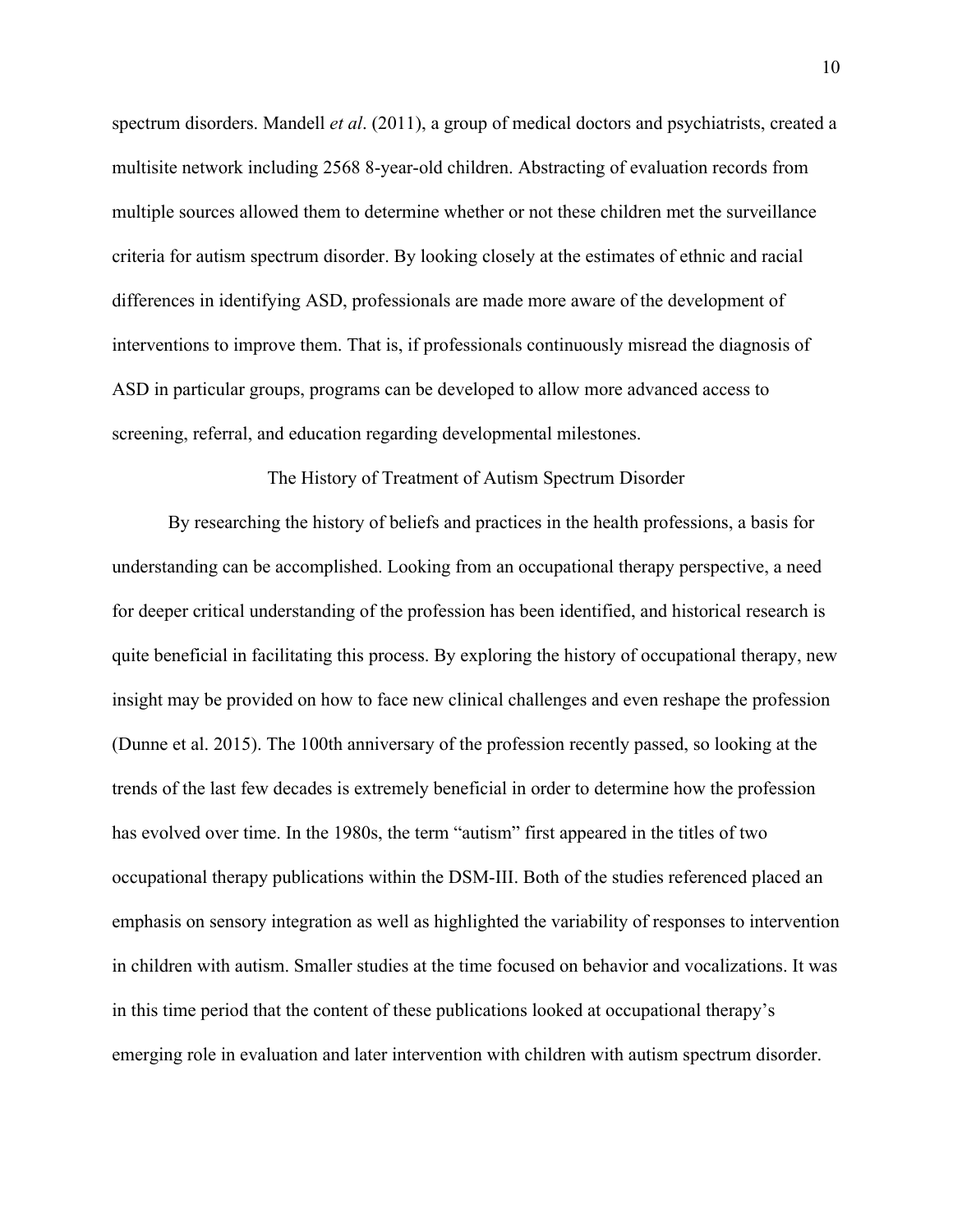spectrum disorders. Mandell *et al*. (2011), a group of medical doctors and psychiatrists, created a multisite network including 2568 8-year-old children. Abstracting of evaluation records from multiple sources allowed them to determine whether or not these children met the surveillance criteria for autism spectrum disorder. By looking closely at the estimates of ethnic and racial differences in identifying ASD, professionals are made more aware of the development of interventions to improve them. That is, if professionals continuously misread the diagnosis of ASD in particular groups, programs can be developed to allow more advanced access to screening, referral, and education regarding developmental milestones.

## The History of Treatment of Autism Spectrum Disorder

By researching the history of beliefs and practices in the health professions, a basis for understanding can be accomplished. Looking from an occupational therapy perspective, a need for deeper critical understanding of the profession has been identified, and historical research is quite beneficial in facilitating this process. By exploring the history of occupational therapy, new insight may be provided on how to face new clinical challenges and even reshape the profession (Dunne et al. 2015). The 100th anniversary of the profession recently passed, so looking at the trends of the last few decades is extremely beneficial in order to determine how the profession has evolved over time. In the 1980s, the term "autism" first appeared in the titles of two occupational therapy publications within the DSM-III. Both of the studies referenced placed an emphasis on sensory integration as well as highlighted the variability of responses to intervention in children with autism. Smaller studies at the time focused on behavior and vocalizations. It was in this time period that the content of these publications looked at occupational therapy's emerging role in evaluation and later intervention with children with autism spectrum disorder.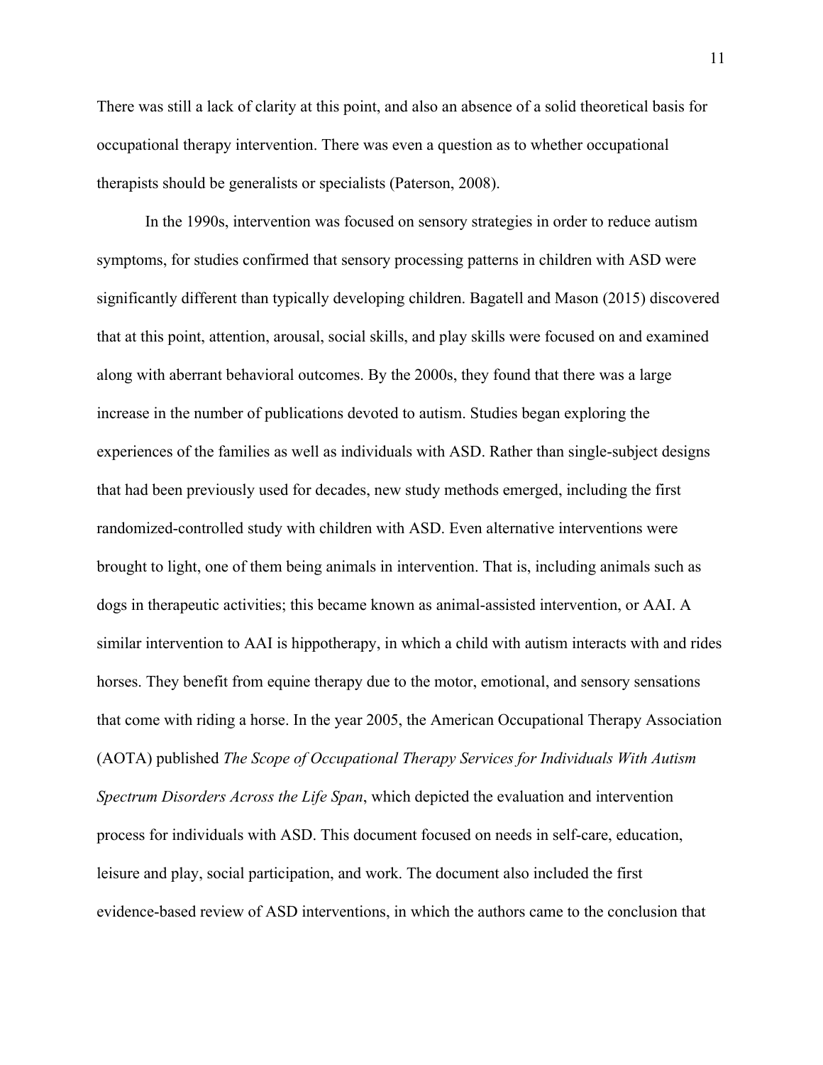There was still a lack of clarity at this point, and also an absence of a solid theoretical basis for occupational therapy intervention. There was even a question as to whether occupational therapists should be generalists or specialists (Paterson, 2008).

In the 1990s, intervention was focused on sensory strategies in order to reduce autism symptoms, for studies confirmed that sensory processing patterns in children with ASD were significantly different than typically developing children. Bagatell and Mason (2015) discovered that at this point, attention, arousal, social skills, and play skills were focused on and examined along with aberrant behavioral outcomes. By the 2000s, they found that there was a large increase in the number of publications devoted to autism. Studies began exploring the experiences of the families as well as individuals with ASD. Rather than single-subject designs that had been previously used for decades, new study methods emerged, including the first randomized-controlled study with children with ASD. Even alternative interventions were brought to light, one of them being animals in intervention. That is, including animals such as dogs in therapeutic activities; this became known as animal-assisted intervention, or AAI. A similar intervention to AAI is hippotherapy, in which a child with autism interacts with and rides horses. They benefit from equine therapy due to the motor, emotional, and sensory sensations that come with riding a horse. In the year 2005, the American Occupational Therapy Association (AOTA) published *The Scope of Occupational Therapy Services for Individuals With Autism Spectrum Disorders Across the Life Span*, which depicted the evaluation and intervention process for individuals with ASD. This document focused on needs in self-care, education, leisure and play, social participation, and work. The document also included the first evidence-based review of ASD interventions, in which the authors came to the conclusion that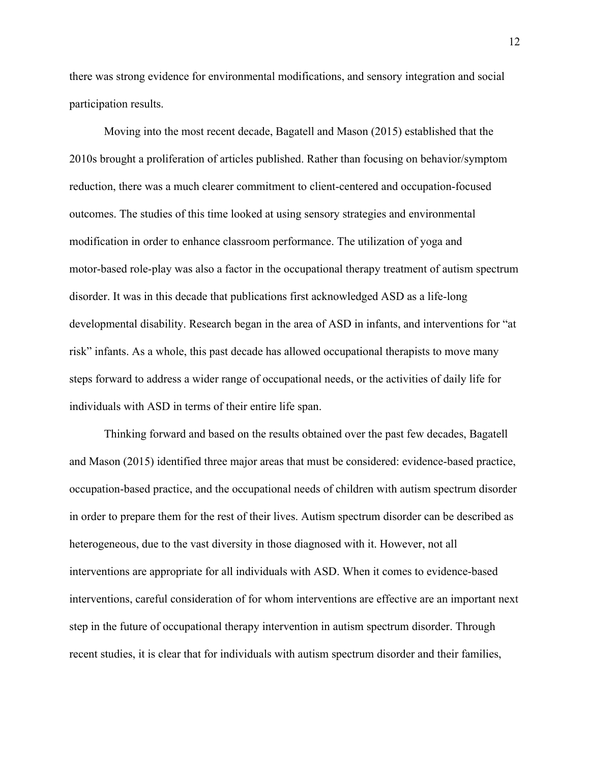there was strong evidence for environmental modifications, and sensory integration and social participation results.

Moving into the most recent decade, Bagatell and Mason (2015) established that the 2010s brought a proliferation of articles published. Rather than focusing on behavior/symptom reduction, there was a much clearer commitment to client-centered and occupation-focused outcomes. The studies of this time looked at using sensory strategies and environmental modification in order to enhance classroom performance. The utilization of yoga and motor-based role-play was also a factor in the occupational therapy treatment of autism spectrum disorder. It was in this decade that publications first acknowledged ASD as a life-long developmental disability. Research began in the area of ASD in infants, and interventions for "at risk" infants. As a whole, this past decade has allowed occupational therapists to move many steps forward to address a wider range of occupational needs, or the activities of daily life for individuals with ASD in terms of their entire life span.

Thinking forward and based on the results obtained over the past few decades, Bagatell and Mason (2015) identified three major areas that must be considered: evidence-based practice, occupation-based practice, and the occupational needs of children with autism spectrum disorder in order to prepare them for the rest of their lives. Autism spectrum disorder can be described as heterogeneous, due to the vast diversity in those diagnosed with it. However, not all interventions are appropriate for all individuals with ASD. When it comes to evidence-based interventions, careful consideration of for whom interventions are effective are an important next step in the future of occupational therapy intervention in autism spectrum disorder. Through recent studies, it is clear that for individuals with autism spectrum disorder and their families,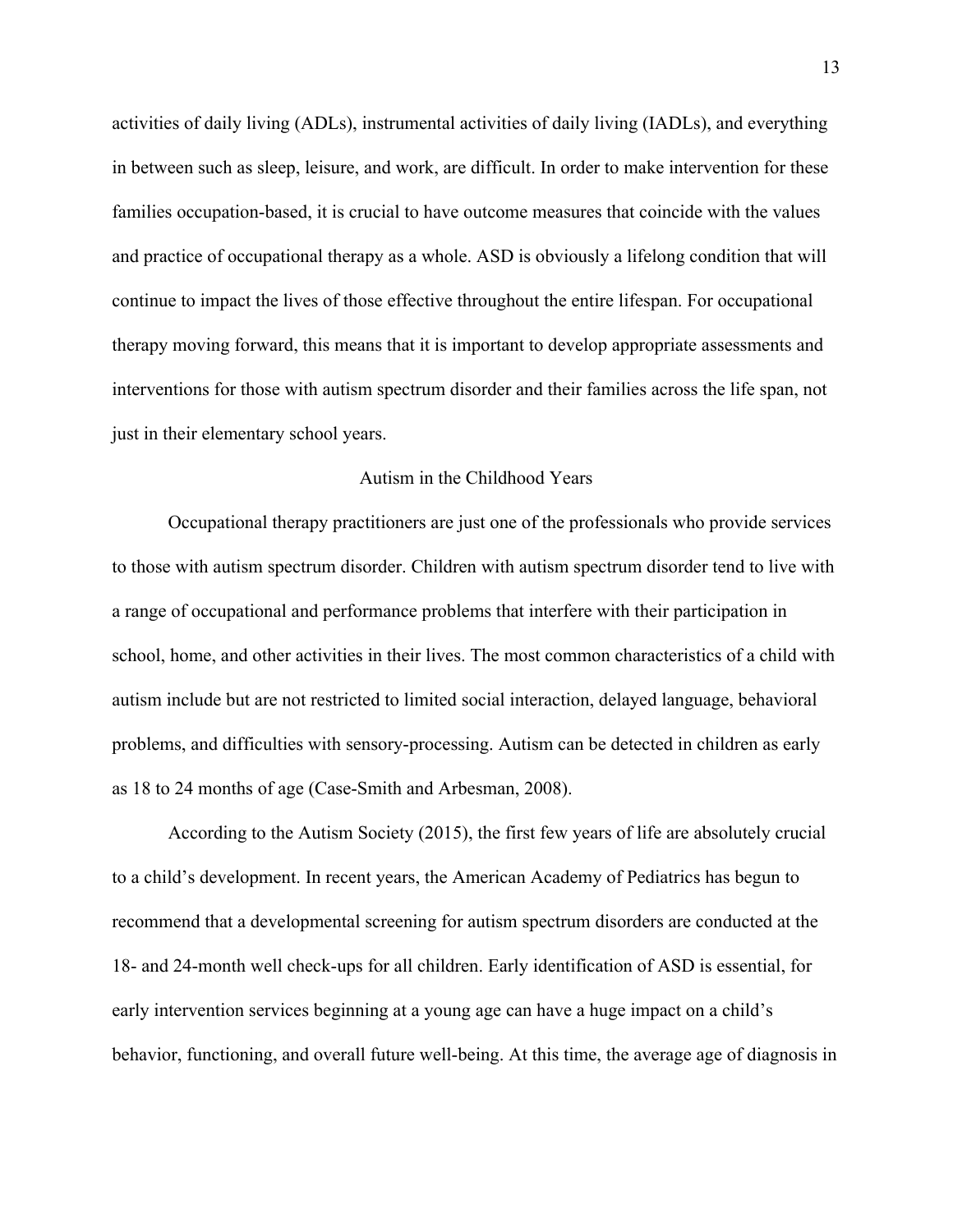activities of daily living (ADLs), instrumental activities of daily living (IADLs), and everything in between such as sleep, leisure, and work, are difficult. In order to make intervention for these families occupation-based, it is crucial to have outcome measures that coincide with the values and practice of occupational therapy as a whole. ASD is obviously a lifelong condition that will continue to impact the lives of those effective throughout the entire lifespan. For occupational therapy moving forward, this means that it is important to develop appropriate assessments and interventions for those with autism spectrum disorder and their families across the life span, not just in their elementary school years.

## Autism in the Childhood Years

Occupational therapy practitioners are just one of the professionals who provide services to those with autism spectrum disorder. Children with autism spectrum disorder tend to live with a range of occupational and performance problems that interfere with their participation in school, home, and other activities in their lives. The most common characteristics of a child with autism include but are not restricted to limited social interaction, delayed language, behavioral problems, and difficulties with sensory-processing. Autism can be detected in children as early as 18 to 24 months of age (Case-Smith and Arbesman, 2008).

According to the Autism Society (2015), the first few years of life are absolutely crucial to a child's development. In recent years, the American Academy of Pediatrics has begun to recommend that a developmental screening for autism spectrum disorders are conducted at the 18- and 24-month well check-ups for all children. Early identification of ASD is essential, for early intervention services beginning at a young age can have a huge impact on a child's behavior, functioning, and overall future well-being. At this time, the average age of diagnosis in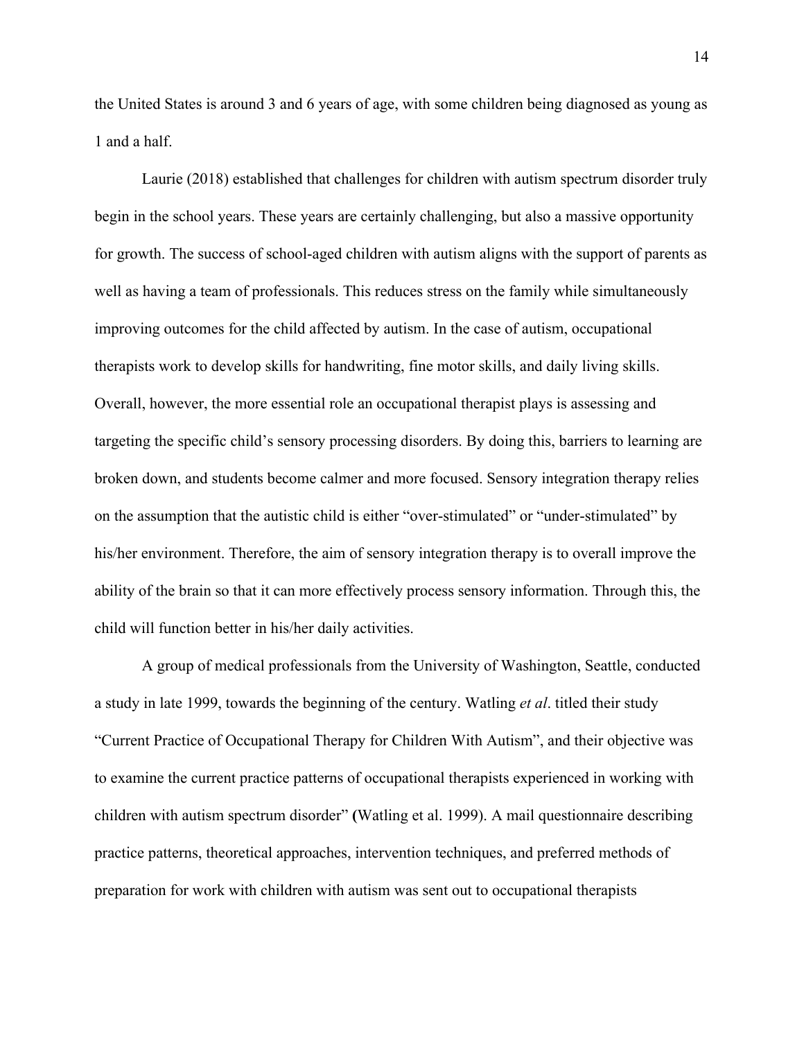the United States is around 3 and 6 years of age, with some children being diagnosed as young as 1 and a half.

Laurie (2018) established that challenges for children with autism spectrum disorder truly begin in the school years. These years are certainly challenging, but also a massive opportunity for growth. The success of school-aged children with autism aligns with the support of parents as well as having a team of professionals. This reduces stress on the family while simultaneously improving outcomes for the child affected by autism. In the case of autism, occupational therapists work to develop skills for handwriting, fine motor skills, and daily living skills. Overall, however, the more essential role an occupational therapist plays is assessing and targeting the specific child's sensory processing disorders. By doing this, barriers to learning are broken down, and students become calmer and more focused. Sensory integration therapy relies on the assumption that the autistic child is either "over-stimulated" or "under-stimulated" by his/her environment. Therefore, the aim of sensory integration therapy is to overall improve the ability of the brain so that it can more effectively process sensory information. Through this, the child will function better in his/her daily activities.

A group of medical professionals from the University of Washington, Seattle, conducted a study in late 1999, towards the beginning of the century. Watling *et al*. titled their study "Current Practice of Occupational Therapy for Children With Autism", and their objective was to examine the current practice patterns of occupational therapists experienced in working with children with autism spectrum disorder" **(**Watling et al. 1999). A mail questionnaire describing practice patterns, theoretical approaches, intervention techniques, and preferred methods of preparation for work with children with autism was sent out to occupational therapists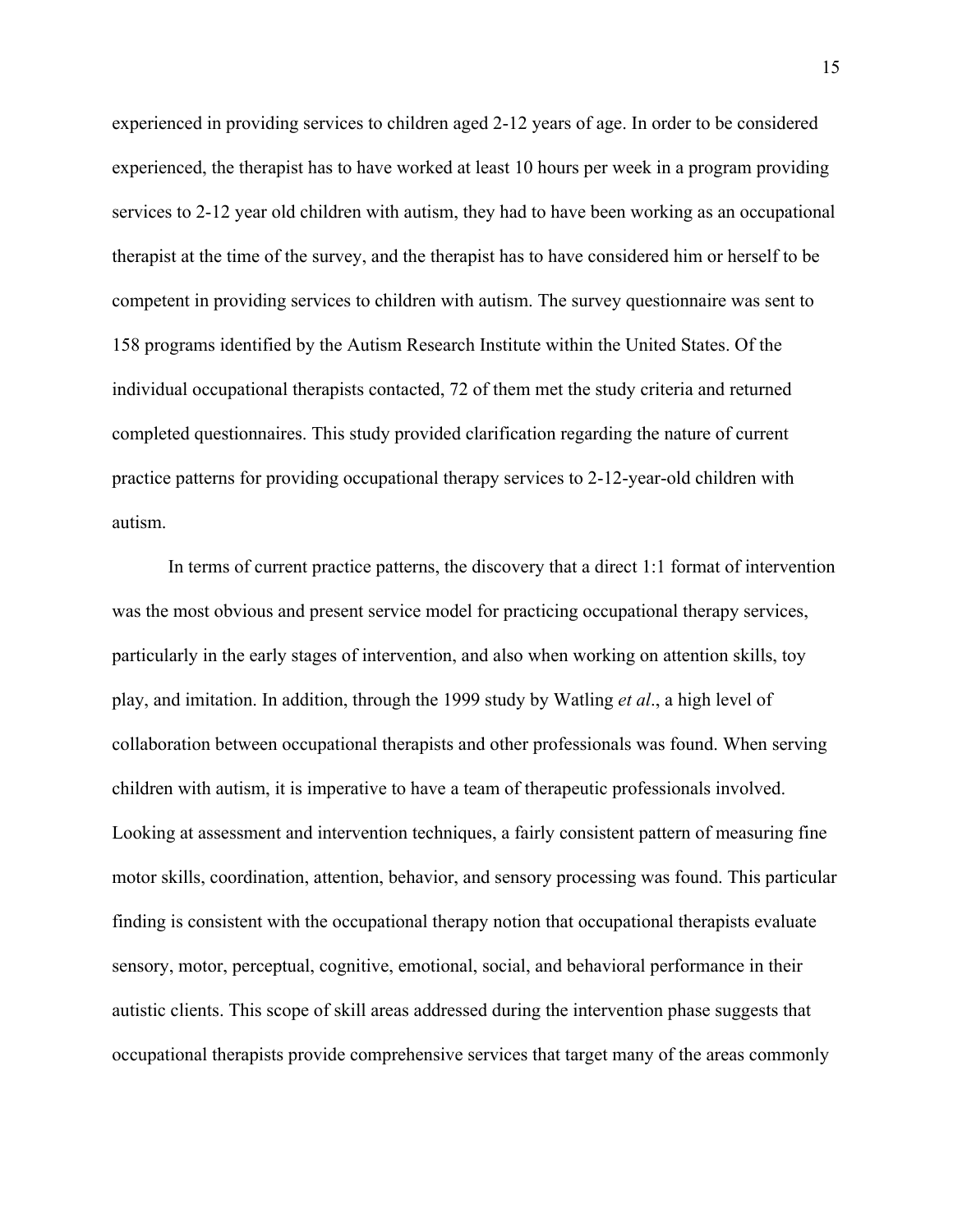experienced in providing services to children aged 2-12 years of age. In order to be considered experienced, the therapist has to have worked at least 10 hours per week in a program providing services to 2-12 year old children with autism, they had to have been working as an occupational therapist at the time of the survey, and the therapist has to have considered him or herself to be competent in providing services to children with autism. The survey questionnaire was sent to 158 programs identified by the Autism Research Institute within the United States. Of the individual occupational therapists contacted, 72 of them met the study criteria and returned completed questionnaires. This study provided clarification regarding the nature of current practice patterns for providing occupational therapy services to 2-12-year-old children with autism.

In terms of current practice patterns, the discovery that a direct 1:1 format of intervention was the most obvious and present service model for practicing occupational therapy services, particularly in the early stages of intervention, and also when working on attention skills, toy play, and imitation. In addition, through the 1999 study by Watling *et al*., a high level of collaboration between occupational therapists and other professionals was found. When serving children with autism, it is imperative to have a team of therapeutic professionals involved. Looking at assessment and intervention techniques, a fairly consistent pattern of measuring fine motor skills, coordination, attention, behavior, and sensory processing was found. This particular finding is consistent with the occupational therapy notion that occupational therapists evaluate sensory, motor, perceptual, cognitive, emotional, social, and behavioral performance in their autistic clients. This scope of skill areas addressed during the intervention phase suggests that occupational therapists provide comprehensive services that target many of the areas commonly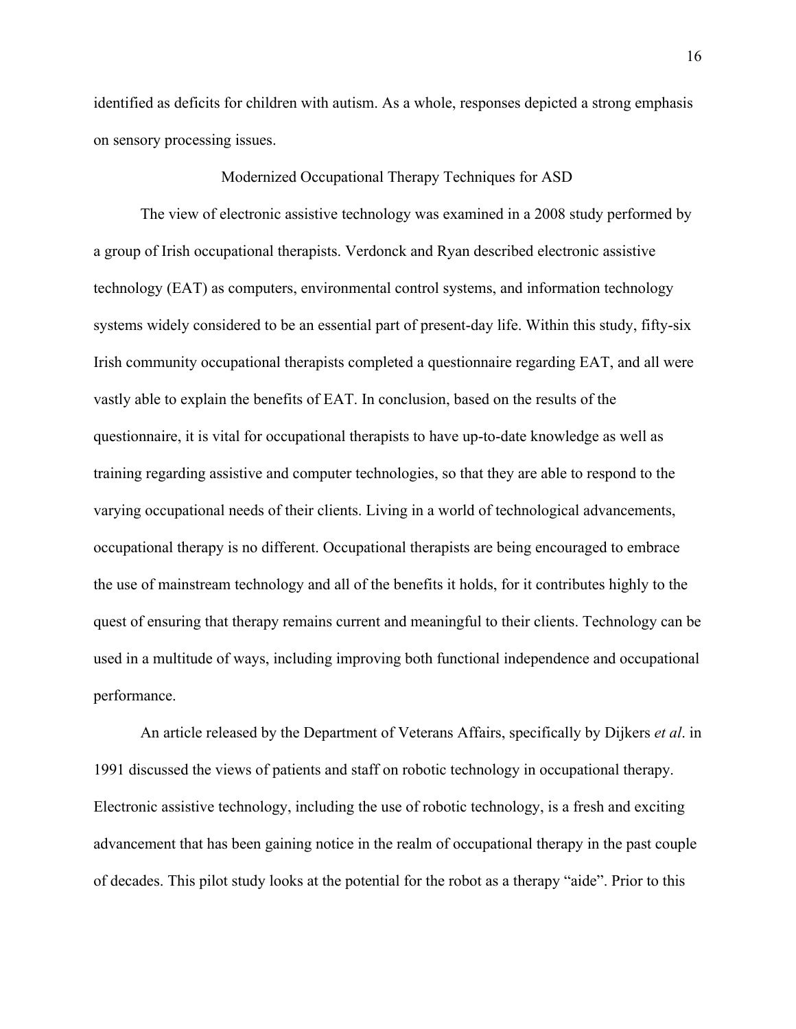identified as deficits for children with autism. As a whole, responses depicted a strong emphasis on sensory processing issues.

## Modernized Occupational Therapy Techniques for ASD

The view of electronic assistive technology was examined in a 2008 study performed by a group of Irish occupational therapists. Verdonck and Ryan described electronic assistive technology (EAT) as computers, environmental control systems, and information technology systems widely considered to be an essential part of present-day life. Within this study, fifty-six Irish community occupational therapists completed a questionnaire regarding EAT, and all were vastly able to explain the benefits of EAT. In conclusion, based on the results of the questionnaire, it is vital for occupational therapists to have up-to-date knowledge as well as training regarding assistive and computer technologies, so that they are able to respond to the varying occupational needs of their clients. Living in a world of technological advancements, occupational therapy is no different. Occupational therapists are being encouraged to embrace the use of mainstream technology and all of the benefits it holds, for it contributes highly to the quest of ensuring that therapy remains current and meaningful to their clients. Technology can be used in a multitude of ways, including improving both functional independence and occupational performance.

An article released by the Department of Veterans Affairs, specifically by Dijkers *et al*. in 1991 discussed the views of patients and staff on robotic technology in occupational therapy. Electronic assistive technology, including the use of robotic technology, is a fresh and exciting advancement that has been gaining notice in the realm of occupational therapy in the past couple of decades. This pilot study looks at the potential for the robot as a therapy "aide". Prior to this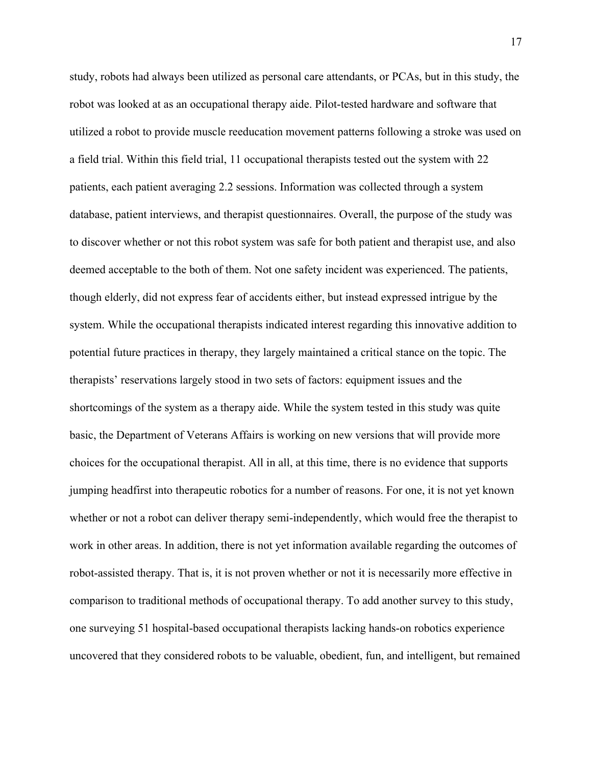study, robots had always been utilized as personal care attendants, or PCAs, but in this study, the robot was looked at as an occupational therapy aide. Pilot-tested hardware and software that utilized a robot to provide muscle reeducation movement patterns following a stroke was used on a field trial. Within this field trial, 11 occupational therapists tested out the system with 22 patients, each patient averaging 2.2 sessions. Information was collected through a system database, patient interviews, and therapist questionnaires. Overall, the purpose of the study was to discover whether or not this robot system was safe for both patient and therapist use, and also deemed acceptable to the both of them. Not one safety incident was experienced. The patients, though elderly, did not express fear of accidents either, but instead expressed intrigue by the system. While the occupational therapists indicated interest regarding this innovative addition to potential future practices in therapy, they largely maintained a critical stance on the topic. The therapists' reservations largely stood in two sets of factors: equipment issues and the shortcomings of the system as a therapy aide. While the system tested in this study was quite basic, the Department of Veterans Affairs is working on new versions that will provide more choices for the occupational therapist. All in all, at this time, there is no evidence that supports jumping headfirst into therapeutic robotics for a number of reasons. For one, it is not yet known whether or not a robot can deliver therapy semi-independently, which would free the therapist to work in other areas. In addition, there is not yet information available regarding the outcomes of robot-assisted therapy. That is, it is not proven whether or not it is necessarily more effective in comparison to traditional methods of occupational therapy. To add another survey to this study, one surveying 51 hospital-based occupational therapists lacking hands-on robotics experience uncovered that they considered robots to be valuable, obedient, fun, and intelligent, but remained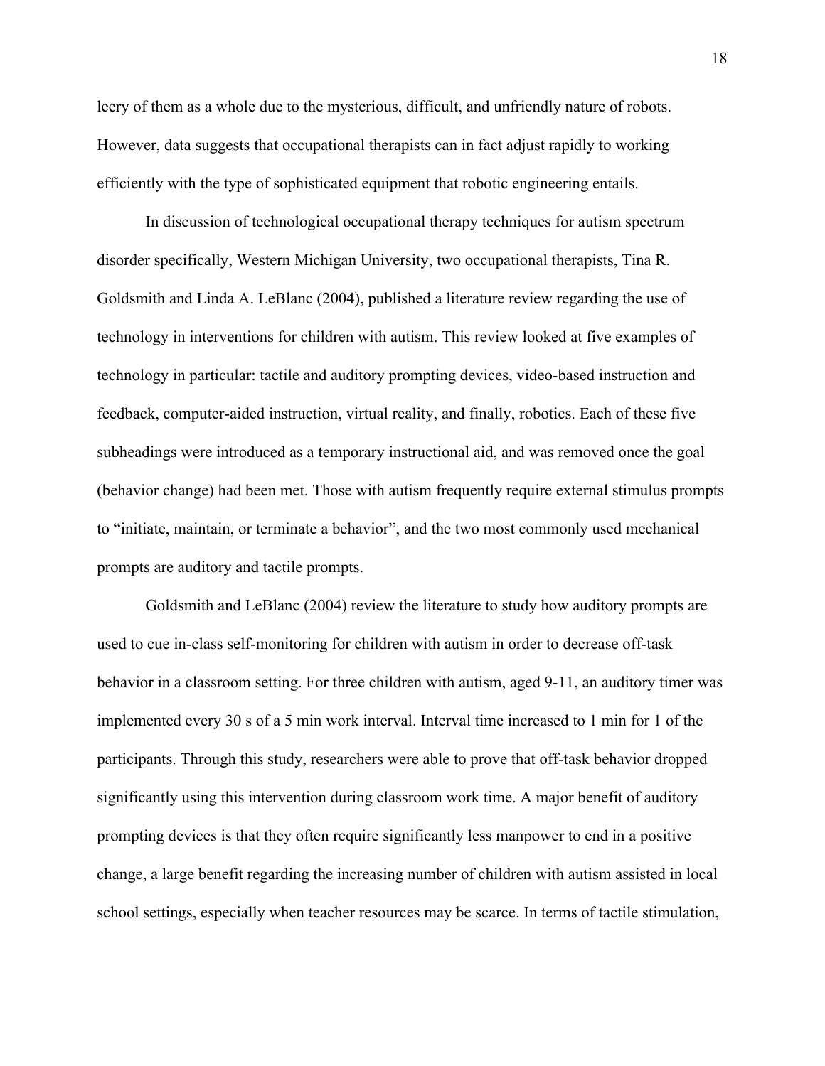leery of them as a whole due to the mysterious, difficult, and unfriendly nature of robots. However, data suggests that occupational therapists can in fact adjust rapidly to working efficiently with the type of sophisticated equipment that robotic engineering entails.

In discussion of technological occupational therapy techniques for autism spectrum disorder specifically, Western Michigan University, two occupational therapists, Tina R. Goldsmith and Linda A. LeBlanc (2004), published a literature review regarding the use of technology in interventions for children with autism. This review looked at five examples of technology in particular: tactile and auditory prompting devices, video-based instruction and feedback, computer-aided instruction, virtual reality, and finally, robotics. Each of these five subheadings were introduced as a temporary instructional aid, and was removed once the goal (behavior change) had been met. Those with autism frequently require external stimulus prompts to "initiate, maintain, or terminate a behavior", and the two most commonly used mechanical prompts are auditory and tactile prompts.

Goldsmith and LeBlanc (2004) review the literature to study how auditory prompts are used to cue in-class self-monitoring for children with autism in order to decrease off-task behavior in a classroom setting. For three children with autism, aged 9-11, an auditory timer was implemented every 30 s of a 5 min work interval. Interval time increased to 1 min for 1 of the participants. Through this study, researchers were able to prove that off-task behavior dropped significantly using this intervention during classroom work time. A major benefit of auditory prompting devices is that they often require significantly less manpower to end in a positive change, a large benefit regarding the increasing number of children with autism assisted in local school settings, especially when teacher resources may be scarce. In terms of tactile stimulation,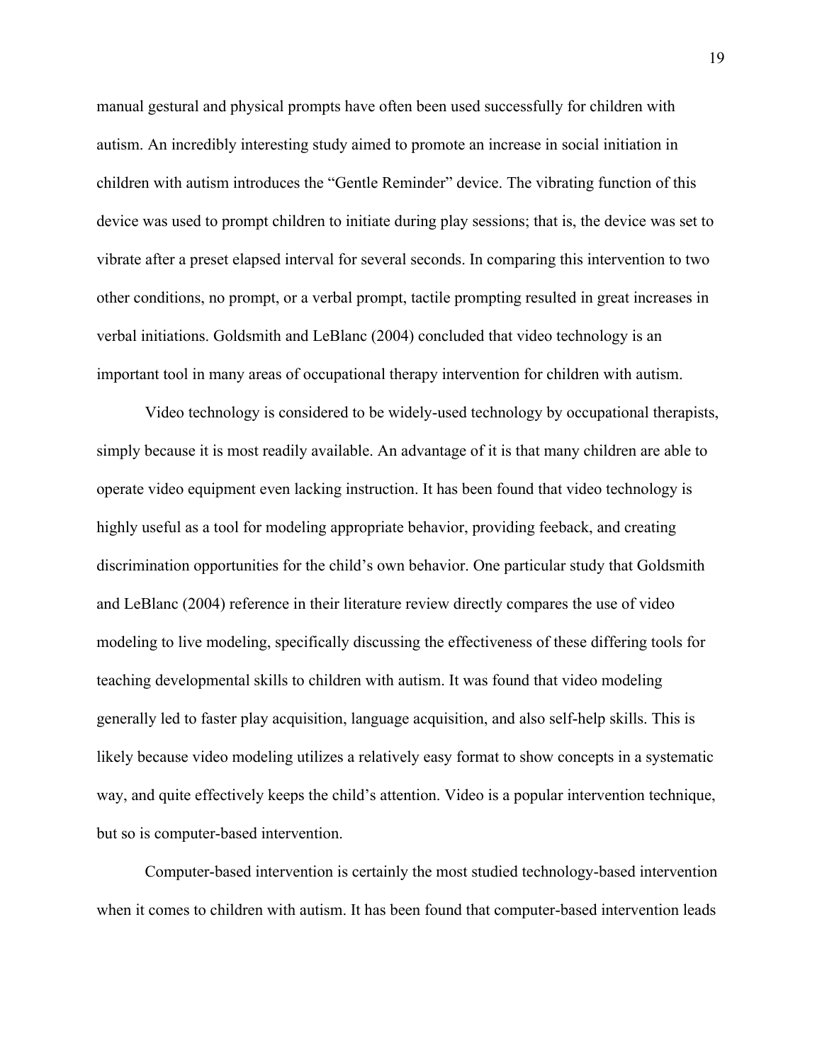manual gestural and physical prompts have often been used successfully for children with autism. An incredibly interesting study aimed to promote an increase in social initiation in children with autism introduces the "Gentle Reminder" device. The vibrating function of this device was used to prompt children to initiate during play sessions; that is, the device was set to vibrate after a preset elapsed interval for several seconds. In comparing this intervention to two other conditions, no prompt, or a verbal prompt, tactile prompting resulted in great increases in verbal initiations. Goldsmith and LeBlanc (2004) concluded that video technology is an important tool in many areas of occupational therapy intervention for children with autism.

Video technology is considered to be widely-used technology by occupational therapists, simply because it is most readily available. An advantage of it is that many children are able to operate video equipment even lacking instruction. It has been found that video technology is highly useful as a tool for modeling appropriate behavior, providing feeback, and creating discrimination opportunities for the child's own behavior. One particular study that Goldsmith and LeBlanc (2004) reference in their literature review directly compares the use of video modeling to live modeling, specifically discussing the effectiveness of these differing tools for teaching developmental skills to children with autism. It was found that video modeling generally led to faster play acquisition, language acquisition, and also self-help skills. This is likely because video modeling utilizes a relatively easy format to show concepts in a systematic way, and quite effectively keeps the child's attention. Video is a popular intervention technique, but so is computer-based intervention.

Computer-based intervention is certainly the most studied technology-based intervention when it comes to children with autism. It has been found that computer-based intervention leads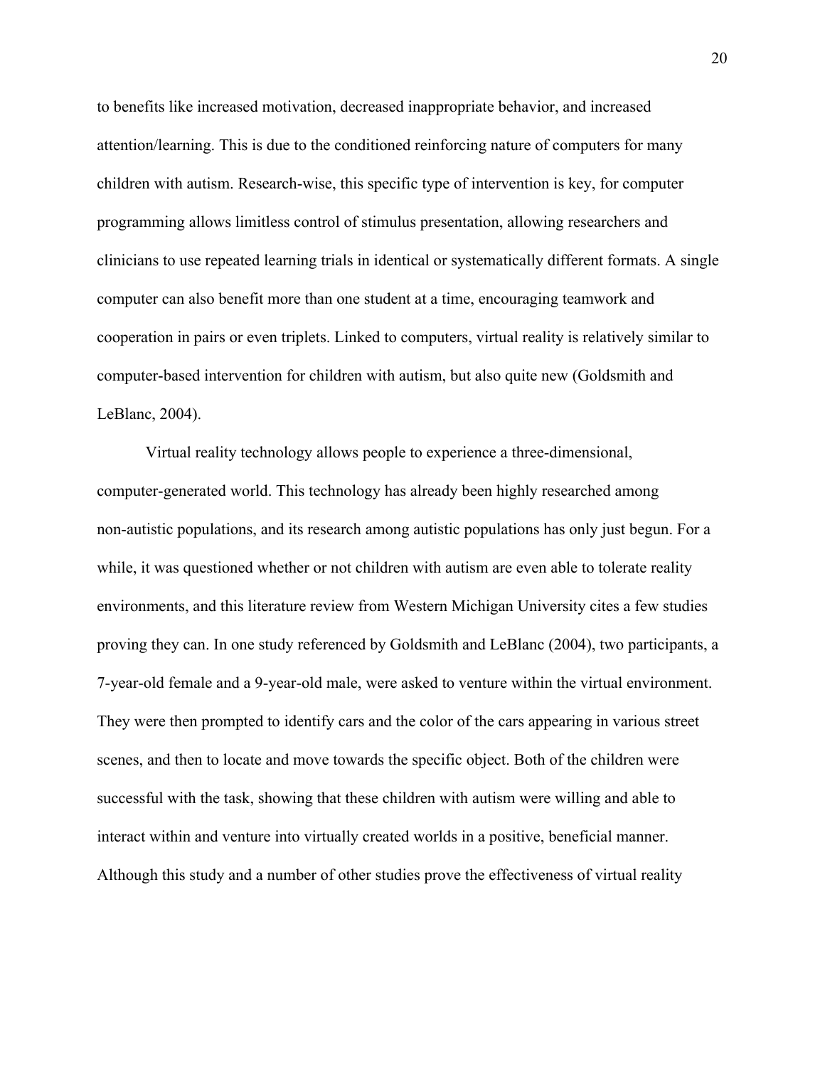to benefits like increased motivation, decreased inappropriate behavior, and increased attention/learning. This is due to the conditioned reinforcing nature of computers for many children with autism. Research-wise, this specific type of intervention is key, for computer programming allows limitless control of stimulus presentation, allowing researchers and clinicians to use repeated learning trials in identical or systematically different formats. A single computer can also benefit more than one student at a time, encouraging teamwork and cooperation in pairs or even triplets. Linked to computers, virtual reality is relatively similar to computer-based intervention for children with autism, but also quite new (Goldsmith and LeBlanc, 2004).

Virtual reality technology allows people to experience a three-dimensional, computer-generated world. This technology has already been highly researched among non-autistic populations, and its research among autistic populations has only just begun. For a while, it was questioned whether or not children with autism are even able to tolerate reality environments, and this literature review from Western Michigan University cites a few studies proving they can. In one study referenced by Goldsmith and LeBlanc (2004), two participants, a 7-year-old female and a 9-year-old male, were asked to venture within the virtual environment. They were then prompted to identify cars and the color of the cars appearing in various street scenes, and then to locate and move towards the specific object. Both of the children were successful with the task, showing that these children with autism were willing and able to interact within and venture into virtually created worlds in a positive, beneficial manner. Although this study and a number of other studies prove the effectiveness of virtual reality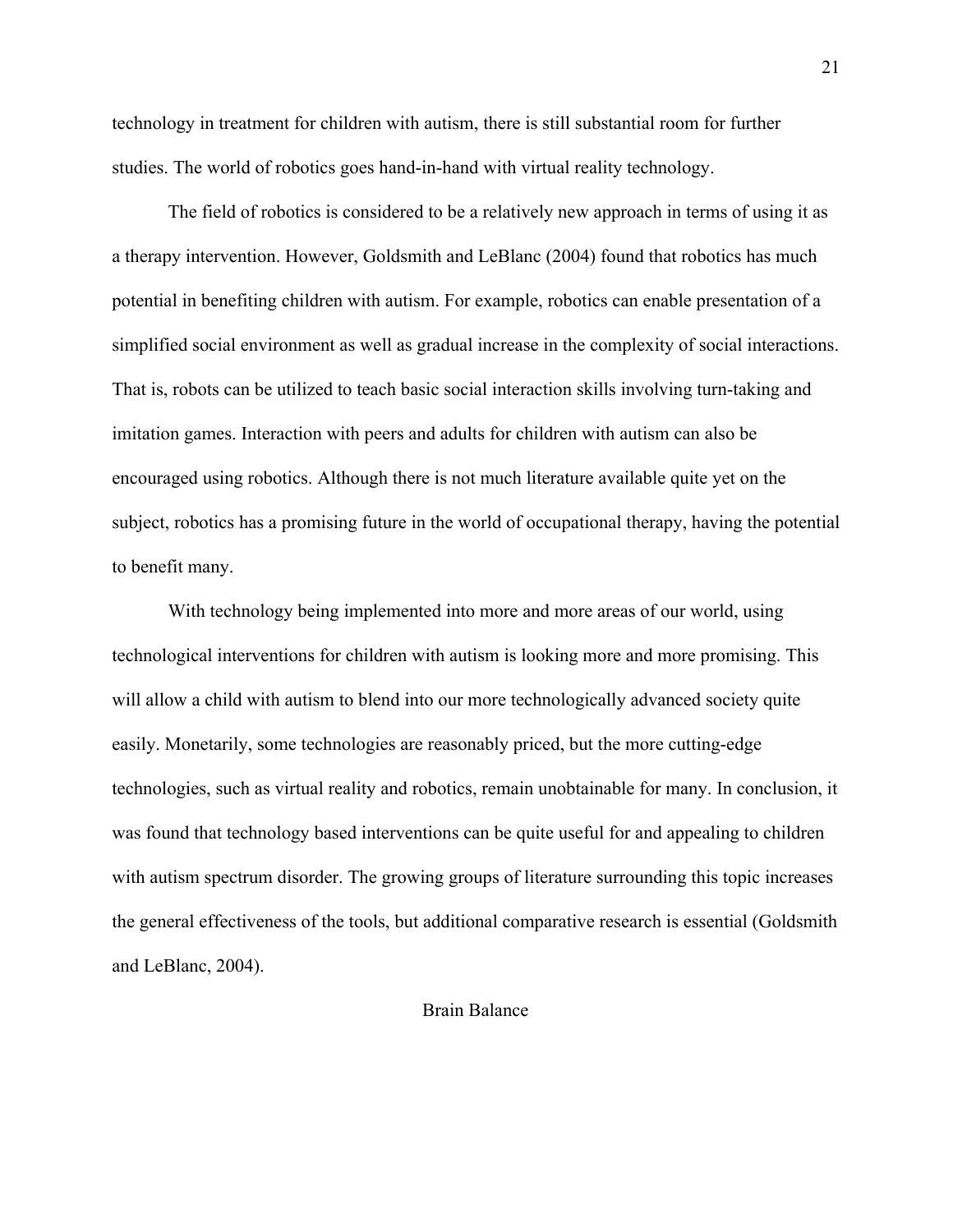technology in treatment for children with autism, there is still substantial room for further studies. The world of robotics goes hand-in-hand with virtual reality technology.

The field of robotics is considered to be a relatively new approach in terms of using it as a therapy intervention. However, Goldsmith and LeBlanc (2004) found that robotics has much potential in benefiting children with autism. For example, robotics can enable presentation of a simplified social environment as well as gradual increase in the complexity of social interactions. That is, robots can be utilized to teach basic social interaction skills involving turn-taking and imitation games. Interaction with peers and adults for children with autism can also be encouraged using robotics. Although there is not much literature available quite yet on the subject, robotics has a promising future in the world of occupational therapy, having the potential to benefit many.

With technology being implemented into more and more areas of our world, using technological interventions for children with autism is looking more and more promising. This will allow a child with autism to blend into our more technologically advanced society quite easily. Monetarily, some technologies are reasonably priced, but the more cutting-edge technologies, such as virtual reality and robotics, remain unobtainable for many. In conclusion, it was found that technology based interventions can be quite useful for and appealing to children with autism spectrum disorder. The growing groups of literature surrounding this topic increases the general effectiveness of the tools, but additional comparative research is essential (Goldsmith and LeBlanc, 2004).

## Brain Balance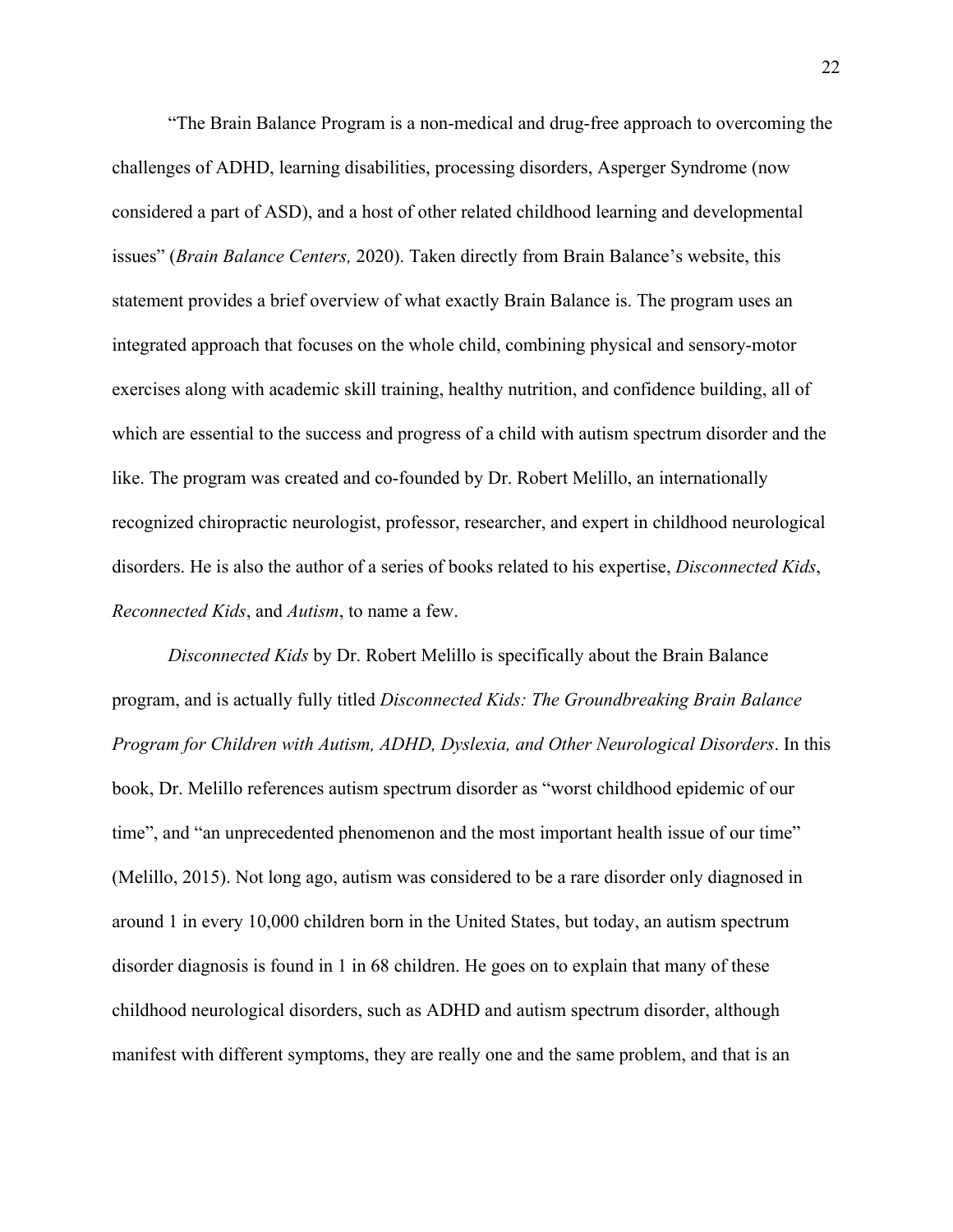"The Brain Balance Program is a non-medical and drug-free approach to overcoming the challenges of ADHD, learning disabilities, processing disorders, Asperger Syndrome (now considered a part of ASD), and a host of other related childhood learning and developmental issues" (*Brain Balance Centers,* 2020). Taken directly from Brain Balance's website, this statement provides a brief overview of what exactly Brain Balance is. The program uses an integrated approach that focuses on the whole child, combining physical and sensory-motor exercises along with academic skill training, healthy nutrition, and confidence building, all of which are essential to the success and progress of a child with autism spectrum disorder and the like. The program was created and co-founded by Dr. Robert Melillo, an internationally recognized chiropractic neurologist, professor, researcher, and expert in childhood neurological disorders. He is also the author of a series of books related to his expertise, *Disconnected Kids*, *Reconnected Kids*, and *Autism*, to name a few.

*Disconnected Kids* by Dr. Robert Melillo is specifically about the Brain Balance program, and is actually fully titled *Disconnected Kids: The Groundbreaking Brain Balance Program for Children with Autism, ADHD, Dyslexia, and Other Neurological Disorders*. In this book, Dr. Melillo references autism spectrum disorder as "worst childhood epidemic of our time", and "an unprecedented phenomenon and the most important health issue of our time" (Melillo, 2015). Not long ago, autism was considered to be a rare disorder only diagnosed in around 1 in every 10,000 children born in the United States, but today, an autism spectrum disorder diagnosis is found in 1 in 68 children. He goes on to explain that many of these childhood neurological disorders, such as ADHD and autism spectrum disorder, although manifest with different symptoms, they are really one and the same problem, and that is an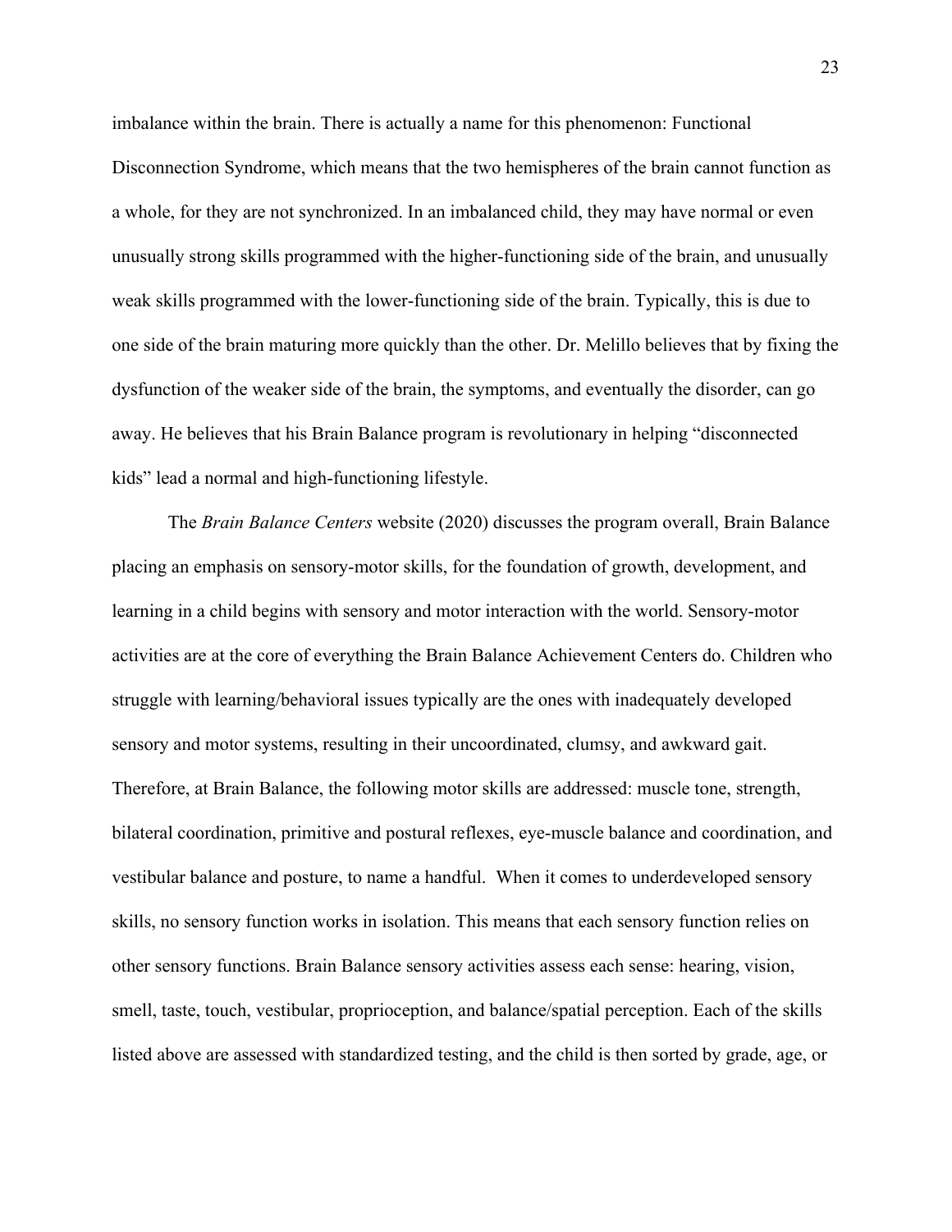imbalance within the brain. There is actually a name for this phenomenon: Functional Disconnection Syndrome, which means that the two hemispheres of the brain cannot function as a whole, for they are not synchronized. In an imbalanced child, they may have normal or even unusually strong skills programmed with the higher-functioning side of the brain, and unusually weak skills programmed with the lower-functioning side of the brain. Typically, this is due to one side of the brain maturing more quickly than the other. Dr. Melillo believes that by fixing the dysfunction of the weaker side of the brain, the symptoms, and eventually the disorder, can go away. He believes that his Brain Balance program is revolutionary in helping "disconnected kids" lead a normal and high-functioning lifestyle.

The *Brain Balance Centers* website (2020) discusses the program overall, Brain Balance placing an emphasis on sensory-motor skills, for the foundation of growth, development, and learning in a child begins with sensory and motor interaction with the world. Sensory-motor activities are at the core of everything the Brain Balance Achievement Centers do. Children who struggle with learning/behavioral issues typically are the ones with inadequately developed sensory and motor systems, resulting in their uncoordinated, clumsy, and awkward gait. Therefore, at Brain Balance, the following motor skills are addressed: muscle tone, strength, bilateral coordination, primitive and postural reflexes, eye-muscle balance and coordination, and vestibular balance and posture, to name a handful. When it comes to underdeveloped sensory skills, no sensory function works in isolation. This means that each sensory function relies on other sensory functions. Brain Balance sensory activities assess each sense: hearing, vision, smell, taste, touch, vestibular, proprioception, and balance/spatial perception. Each of the skills listed above are assessed with standardized testing, and the child is then sorted by grade, age, or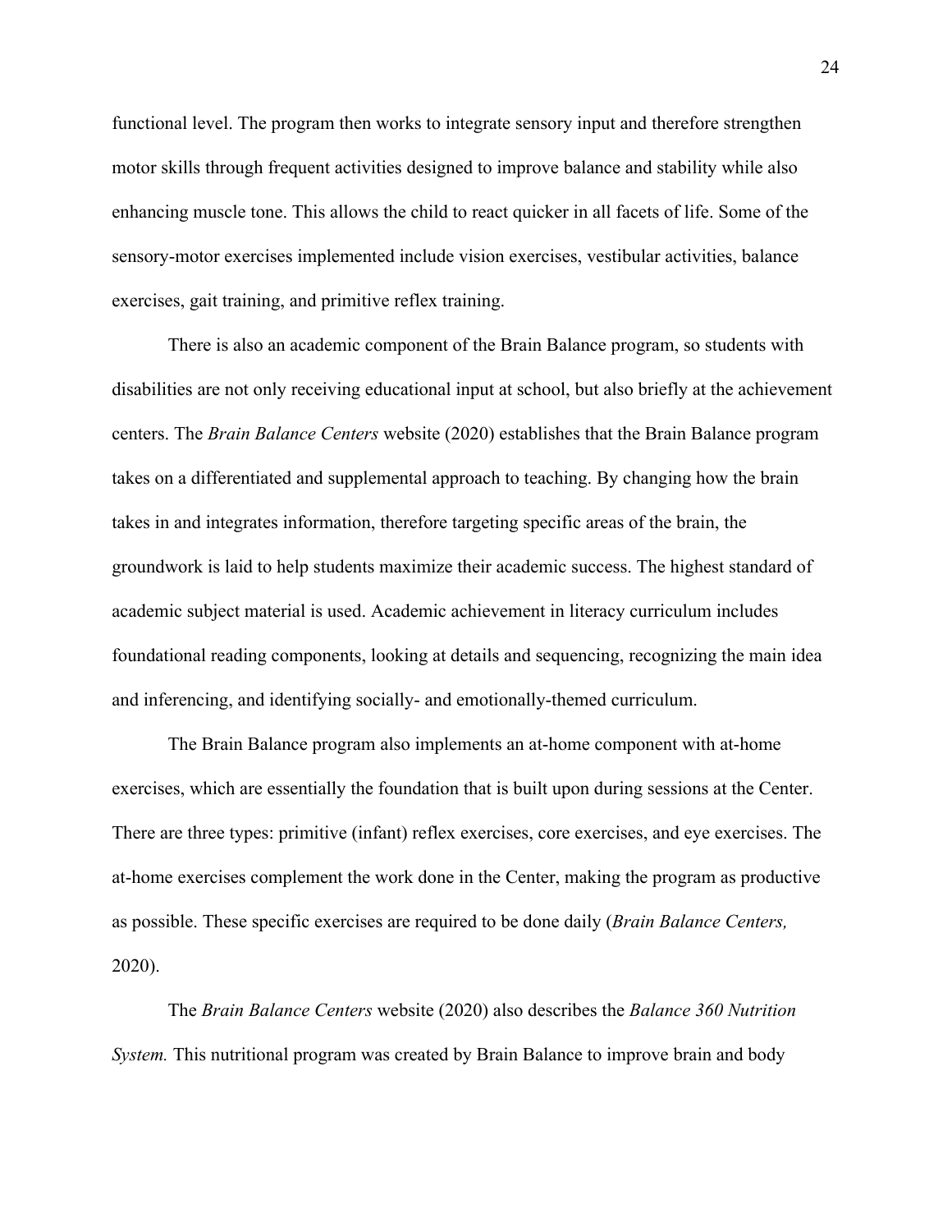functional level. The program then works to integrate sensory input and therefore strengthen motor skills through frequent activities designed to improve balance and stability while also enhancing muscle tone. This allows the child to react quicker in all facets of life. Some of the sensory-motor exercises implemented include vision exercises, vestibular activities, balance exercises, gait training, and primitive reflex training.

There is also an academic component of the Brain Balance program, so students with disabilities are not only receiving educational input at school, but also briefly at the achievement centers. The *Brain Balance Centers* website (2020) establishes that the Brain Balance program takes on a differentiated and supplemental approach to teaching. By changing how the brain takes in and integrates information, therefore targeting specific areas of the brain, the groundwork is laid to help students maximize their academic success. The highest standard of academic subject material is used. Academic achievement in literacy curriculum includes foundational reading components, looking at details and sequencing, recognizing the main idea and inferencing, and identifying socially- and emotionally-themed curriculum.

The Brain Balance program also implements an at-home component with at-home exercises, which are essentially the foundation that is built upon during sessions at the Center. There are three types: primitive (infant) reflex exercises, core exercises, and eye exercises. The at-home exercises complement the work done in the Center, making the program as productive as possible. These specific exercises are required to be done daily (*Brain Balance Centers,* 2020).

The *Brain Balance Centers* website (2020) also describes the *Balance 360 Nutrition System.* This nutritional program was created by Brain Balance to improve brain and body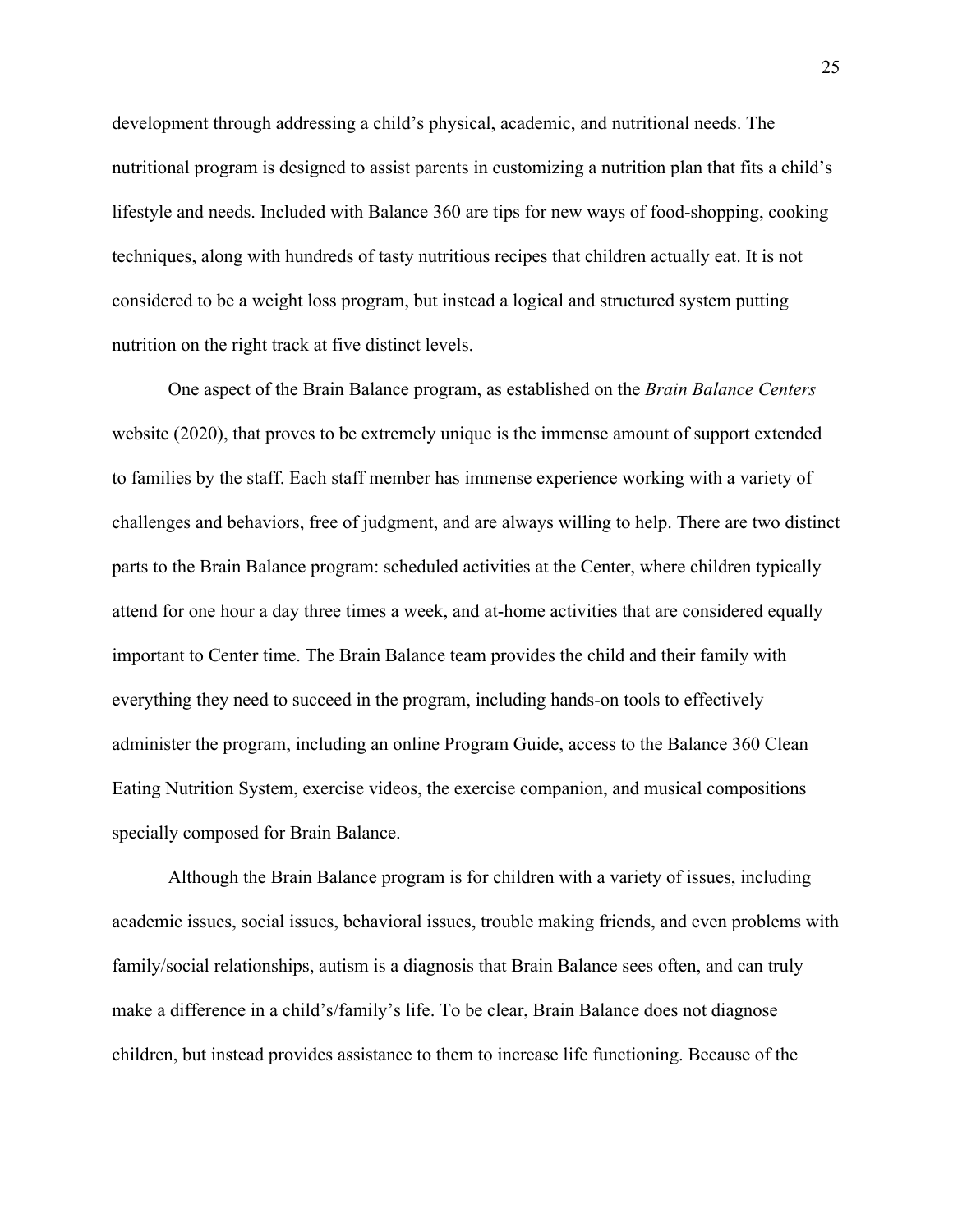development through addressing a child's physical, academic, and nutritional needs. The nutritional program is designed to assist parents in customizing a nutrition plan that fits a child's lifestyle and needs. Included with Balance 360 are tips for new ways of food-shopping, cooking techniques, along with hundreds of tasty nutritious recipes that children actually eat. It is not considered to be a weight loss program, but instead a logical and structured system putting nutrition on the right track at five distinct levels.

One aspect of the Brain Balance program, as established on the *Brain Balance Centers* website (2020), that proves to be extremely unique is the immense amount of support extended to families by the staff. Each staff member has immense experience working with a variety of challenges and behaviors, free of judgment, and are always willing to help. There are two distinct parts to the Brain Balance program: scheduled activities at the Center, where children typically attend for one hour a day three times a week, and at-home activities that are considered equally important to Center time. The Brain Balance team provides the child and their family with everything they need to succeed in the program, including hands-on tools to effectively administer the program, including an online Program Guide, access to the Balance 360 Clean Eating Nutrition System, exercise videos, the exercise companion, and musical compositions specially composed for Brain Balance.

Although the Brain Balance program is for children with a variety of issues, including academic issues, social issues, behavioral issues, trouble making friends, and even problems with family/social relationships, autism is a diagnosis that Brain Balance sees often, and can truly make a difference in a child's/family's life. To be clear, Brain Balance does not diagnose children, but instead provides assistance to them to increase life functioning. Because of the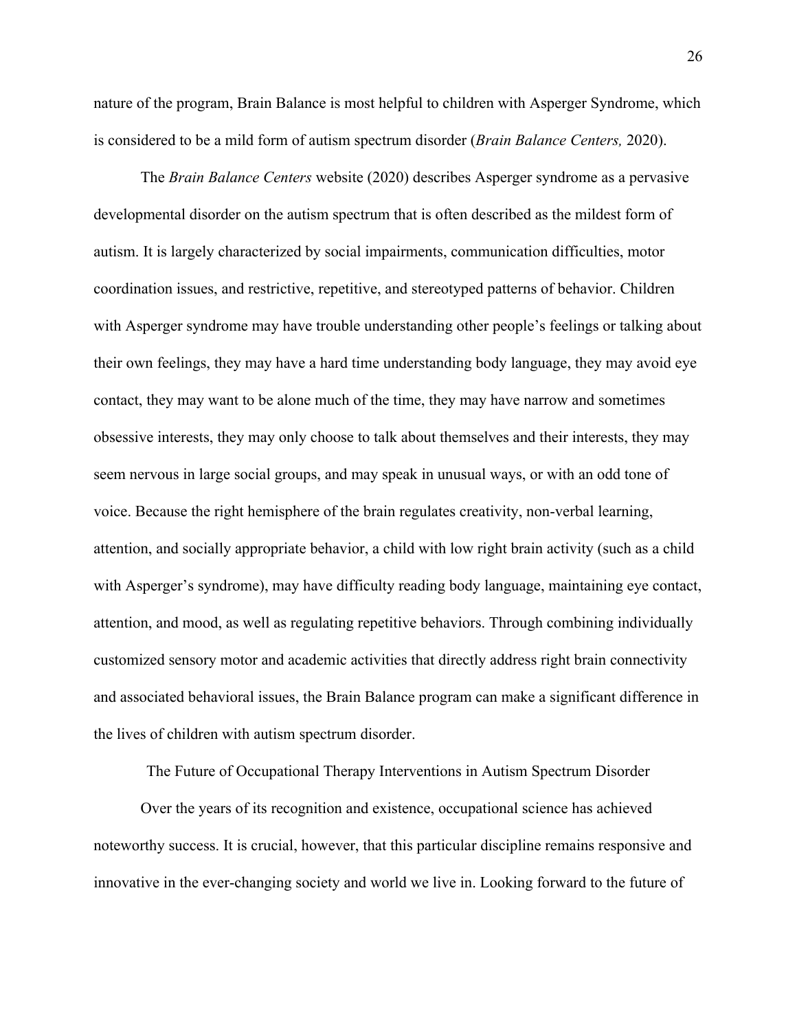nature of the program, Brain Balance is most helpful to children with Asperger Syndrome, which is considered to be a mild form of autism spectrum disorder (*Brain Balance Centers,* 2020).

The *Brain Balance Centers* website (2020) describes Asperger syndrome as a pervasive developmental disorder on the autism spectrum that is often described as the mildest form of autism. It is largely characterized by social impairments, communication difficulties, motor coordination issues, and restrictive, repetitive, and stereotyped patterns of behavior. Children with Asperger syndrome may have trouble understanding other people's feelings or talking about their own feelings, they may have a hard time understanding body language, they may avoid eye contact, they may want to be alone much of the time, they may have narrow and sometimes obsessive interests, they may only choose to talk about themselves and their interests, they may seem nervous in large social groups, and may speak in unusual ways, or with an odd tone of voice. Because the right hemisphere of the brain regulates creativity, non-verbal learning, attention, and socially appropriate behavior, a child with low right brain activity (such as a child with Asperger's syndrome), may have difficulty reading body language, maintaining eye contact, attention, and mood, as well as regulating repetitive behaviors. Through combining individually customized sensory motor and academic activities that directly address right brain connectivity and associated behavioral issues, the Brain Balance program can make a significant difference in the lives of children with autism spectrum disorder.

## The Future of Occupational Therapy Interventions in Autism Spectrum Disorder

Over the years of its recognition and existence, occupational science has achieved noteworthy success. It is crucial, however, that this particular discipline remains responsive and innovative in the ever-changing society and world we live in. Looking forward to the future of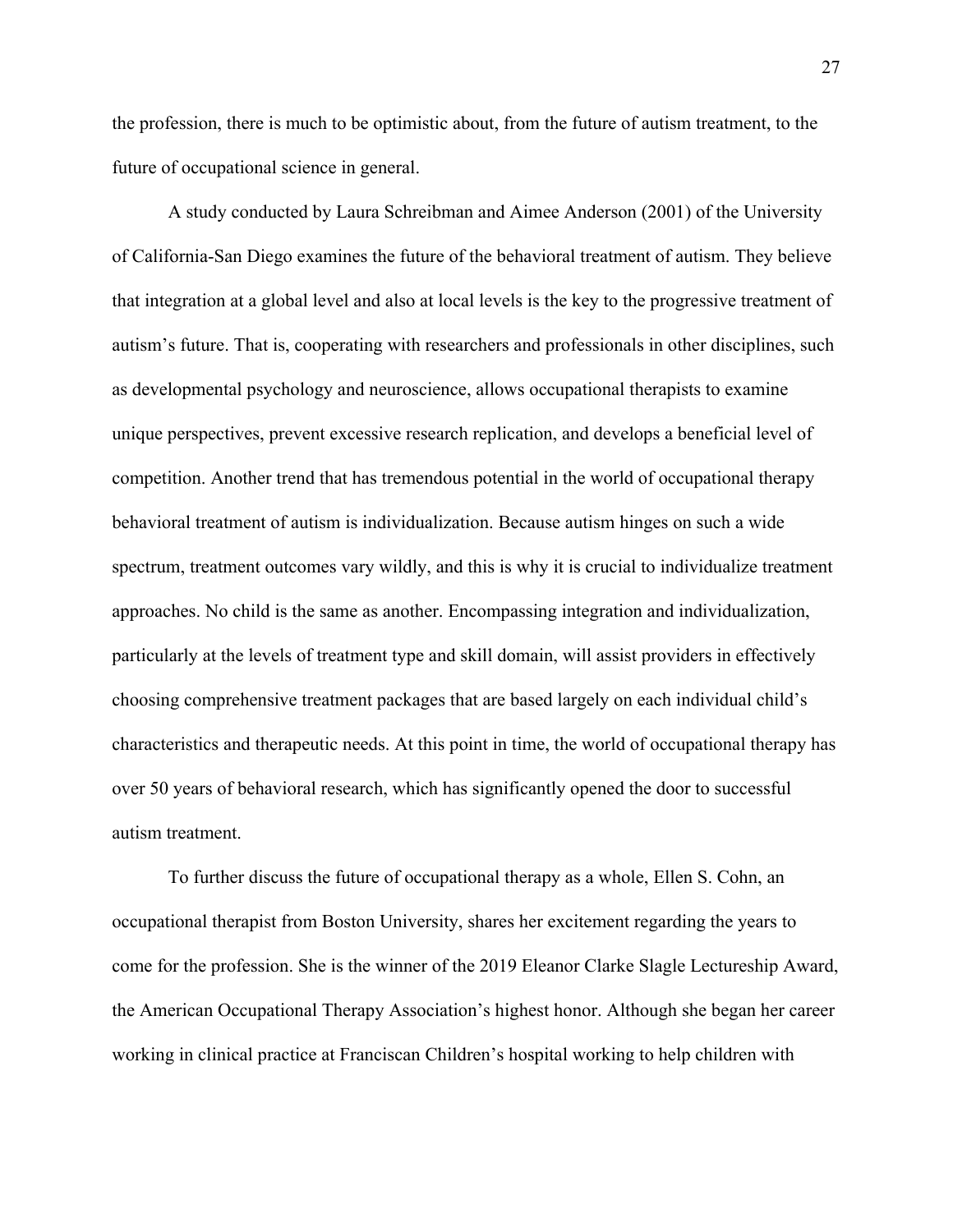the profession, there is much to be optimistic about, from the future of autism treatment, to the future of occupational science in general.

A study conducted by Laura Schreibman and Aimee Anderson (2001) of the University of California-San Diego examines the future of the behavioral treatment of autism. They believe that integration at a global level and also at local levels is the key to the progressive treatment of autism's future. That is, cooperating with researchers and professionals in other disciplines, such as developmental psychology and neuroscience, allows occupational therapists to examine unique perspectives, prevent excessive research replication, and develops a beneficial level of competition. Another trend that has tremendous potential in the world of occupational therapy behavioral treatment of autism is individualization. Because autism hinges on such a wide spectrum, treatment outcomes vary wildly, and this is why it is crucial to individualize treatment approaches. No child is the same as another. Encompassing integration and individualization, particularly at the levels of treatment type and skill domain, will assist providers in effectively choosing comprehensive treatment packages that are based largely on each individual child's characteristics and therapeutic needs. At this point in time, the world of occupational therapy has over 50 years of behavioral research, which has significantly opened the door to successful autism treatment.

To further discuss the future of occupational therapy as a whole, Ellen S. Cohn, an occupational therapist from Boston University, shares her excitement regarding the years to come for the profession. She is the winner of the 2019 Eleanor Clarke Slagle Lectureship Award, the American Occupational Therapy Association's highest honor. Although she began her career working in clinical practice at Franciscan Children's hospital working to help children with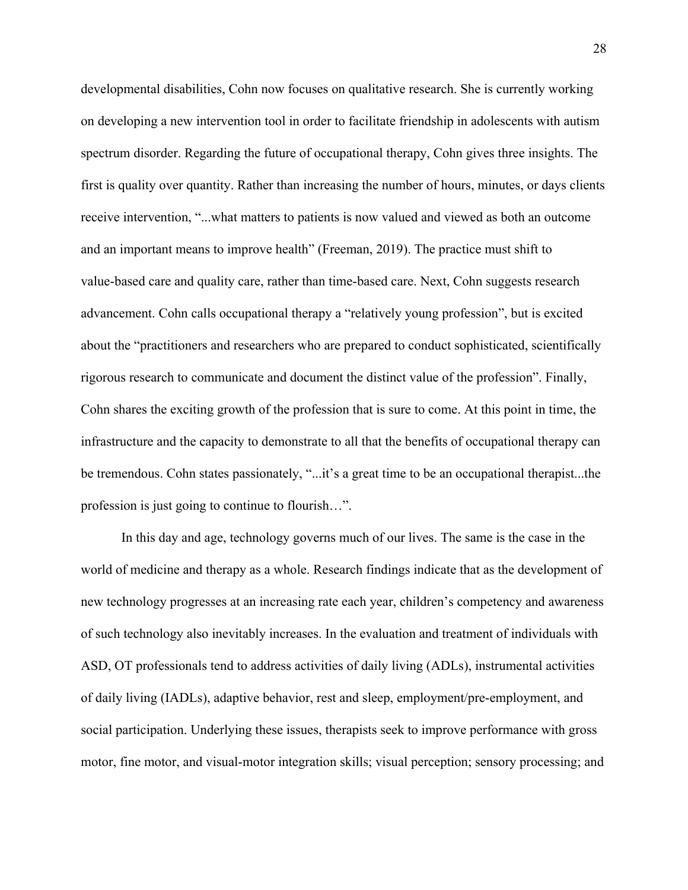developmental disabilities, Cohn now focuses on qualitative research. She is currently working on developing a new intervention tool in order to facilitate friendship in adolescents with autism spectrum disorder. Regarding the future of occupational therapy, Cohn gives three insights. The first is quality over quantity. Rather than increasing the number of hours, minutes, or days clients receive intervention, "...what matters to patients is now valued and viewed as both an outcome and an important means to improve health" (Freeman, 2019). The practice must shift to value-based care and quality care, rather than time-based care. Next, Cohn suggests research advancement. Cohn calls occupational therapy a "relatively young profession", but is excited about the "practitioners and researchers who are prepared to conduct sophisticated, scientifically rigorous research to communicate and document the distinct value of the profession". Finally, Cohn shares the exciting growth of the profession that is sure to come. At this point in time, the infrastructure and the capacity to demonstrate to all that the benefits of occupational therapy can be tremendous. Cohn states passionately, "...it's a great time to be an occupational therapist...the profession is just going to continue to flourish…".

In this day and age, technology governs much of our lives. The same is the case in the world of medicine and therapy as a whole. Research findings indicate that as the development of new technology progresses at an increasing rate each year, children's competency and awareness of such technology also inevitably increases. In the evaluation and treatment of individuals with ASD, OT professionals tend to address activities of daily living (ADLs), instrumental activities of daily living (IADLs), adaptive behavior, rest and sleep, employment/pre-employment, and social participation. Underlying these issues, therapists seek to improve performance with gross motor, fine motor, and visual-motor integration skills; visual perception; sensory processing; and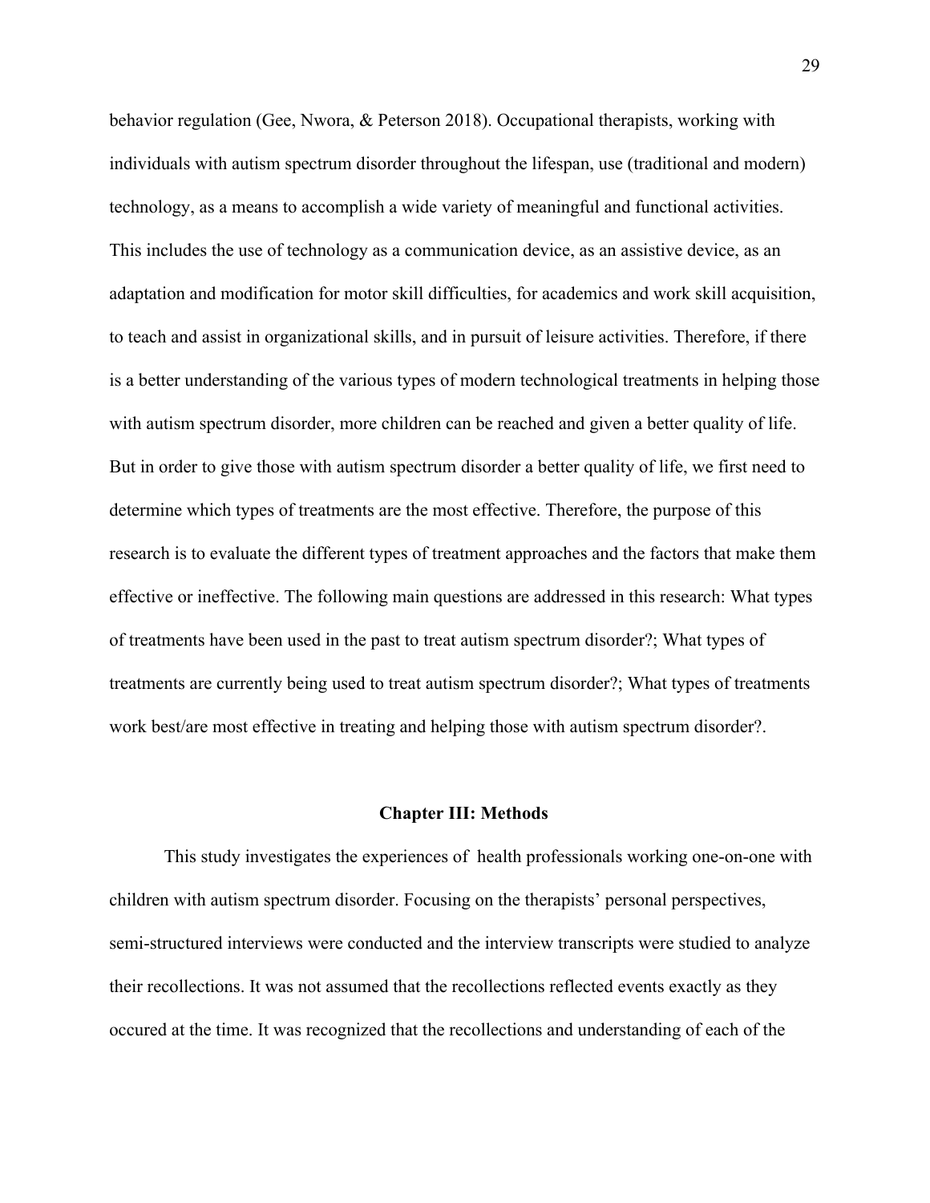behavior regulation (Gee, Nwora, & Peterson 2018). Occupational therapists, working with individuals with autism spectrum disorder throughout the lifespan, use (traditional and modern) technology, as a means to accomplish a wide variety of meaningful and functional activities. This includes the use of technology as a communication device, as an assistive device, as an adaptation and modification for motor skill difficulties, for academics and work skill acquisition, to teach and assist in organizational skills, and in pursuit of leisure activities. Therefore, if there is a better understanding of the various types of modern technological treatments in helping those with autism spectrum disorder, more children can be reached and given a better quality of life. But in order to give those with autism spectrum disorder a better quality of life, we first need to determine which types of treatments are the most effective. Therefore, the purpose of this research is to evaluate the different types of treatment approaches and the factors that make them effective or ineffective. The following main questions are addressed in this research: What types of treatments have been used in the past to treat autism spectrum disorder?; What types of treatments are currently being used to treat autism spectrum disorder?; What types of treatments work best/are most effective in treating and helping those with autism spectrum disorder?.

## Chapter III: Methods

This study investigates the experiences of health professionals working one-on-one with children with autism spectrum disorder. Focusing on the therapists' personal perspectives, semi-structured interviews were conducted and the interview transcripts were studied to analyze their recollections. It was not assumed that the recollections reflected events exactly as they occured at the time. It was recognized that the recollections and understanding of each of the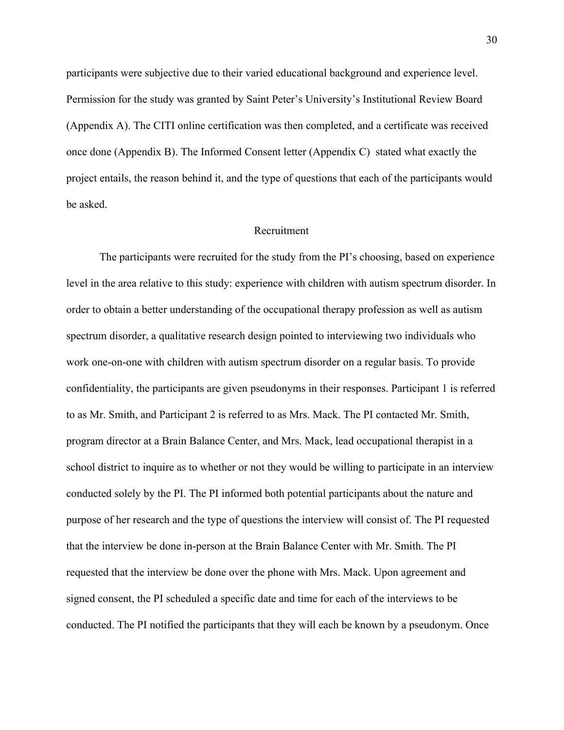participants were subjective due to their varied educational background and experience level. Permission for the study was granted by Saint Peter's University's Institutional Review Board (Appendix A). The CITI online certification was then completed, and a certificate was received once done (Appendix B). The Informed Consent letter (Appendix C) stated what exactly the project entails, the reason behind it, and the type of questions that each of the participants would be asked.

## Recruitment

The participants were recruited for the study from the PI's choosing, based on experience level in the area relative to this study: experience with children with autism spectrum disorder. In order to obtain a better understanding of the occupational therapy profession as well as autism spectrum disorder, a qualitative research design pointed to interviewing two individuals who work one-on-one with children with autism spectrum disorder on a regular basis. To provide confidentiality, the participants are given pseudonyms in their responses. Participant 1 is referred to as Mr. Smith, and Participant 2 is referred to as Mrs. Mack. The PI contacted Mr. Smith, program director at a Brain Balance Center, and Mrs. Mack, lead occupational therapist in a school district to inquire as to whether or not they would be willing to participate in an interview conducted solely by the PI. The PI informed both potential participants about the nature and purpose of her research and the type of questions the interview will consist of. The PI requested that the interview be done in-person at the Brain Balance Center with Mr. Smith. The PI requested that the interview be done over the phone with Mrs. Mack. Upon agreement and signed consent, the PI scheduled a specific date and time for each of the interviews to be conducted. The PI notified the participants that they will each be known by a pseudonym. Once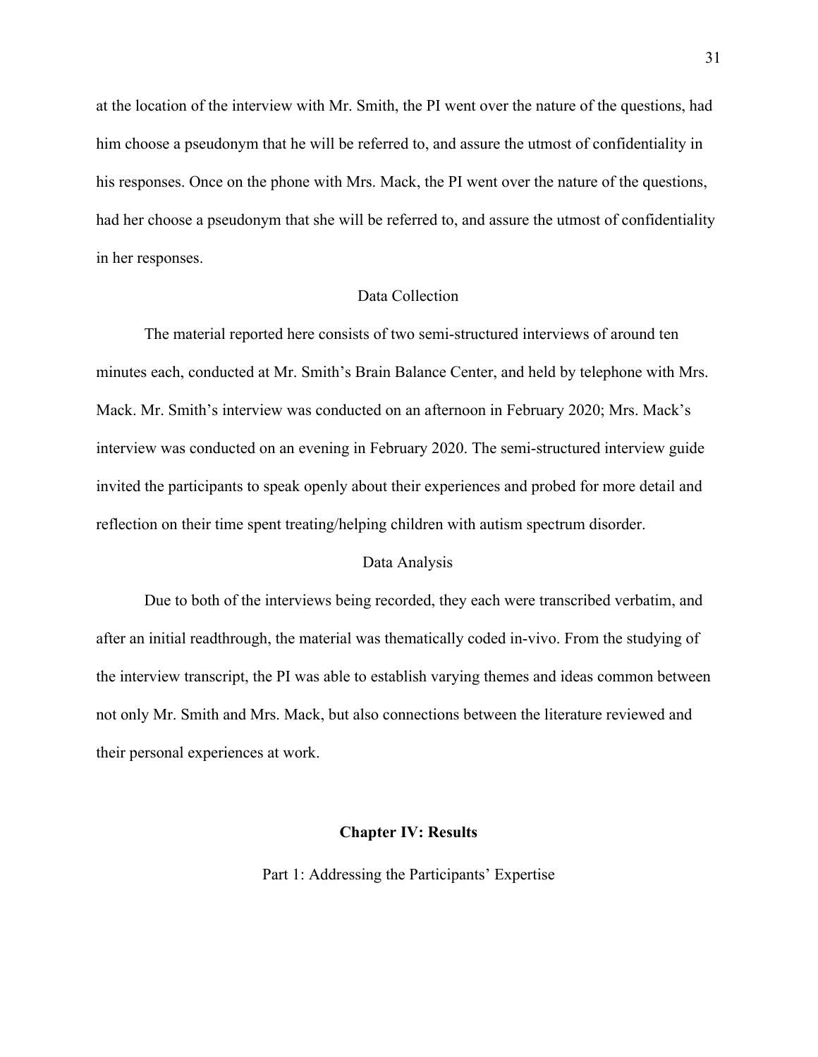at the location of the interview with Mr. Smith, the PI went over the nature of the questions, had him choose a pseudonym that he will be referred to, and assure the utmost of confidentiality in his responses. Once on the phone with Mrs. Mack, the PI went over the nature of the questions, had her choose a pseudonym that she will be referred to, and assure the utmost of confidentiality in her responses.

### Data Collection

The material reported here consists of two semi-structured interviews of around ten minutes each, conducted at Mr. Smith's Brain Balance Center, and held by telephone with Mrs. Mack. Mr. Smith's interview was conducted on an afternoon in February 2020; Mrs. Mack's interview was conducted on an evening in February 2020. The semi-structured interview guide invited the participants to speak openly about their experiences and probed for more detail and reflection on their time spent treating/helping children with autism spectrum disorder.

### Data Analysis

Due to both of the interviews being recorded, they each were transcribed verbatim, and after an initial readthrough, the material was thematically coded in-vivo. From the studying of the interview transcript, the PI was able to establish varying themes and ideas common between not only Mr. Smith and Mrs. Mack, but also connections between the literature reviewed and their personal experiences at work.

## Chapter IV: Results

### Part 1: Addressing the Participants' Expertise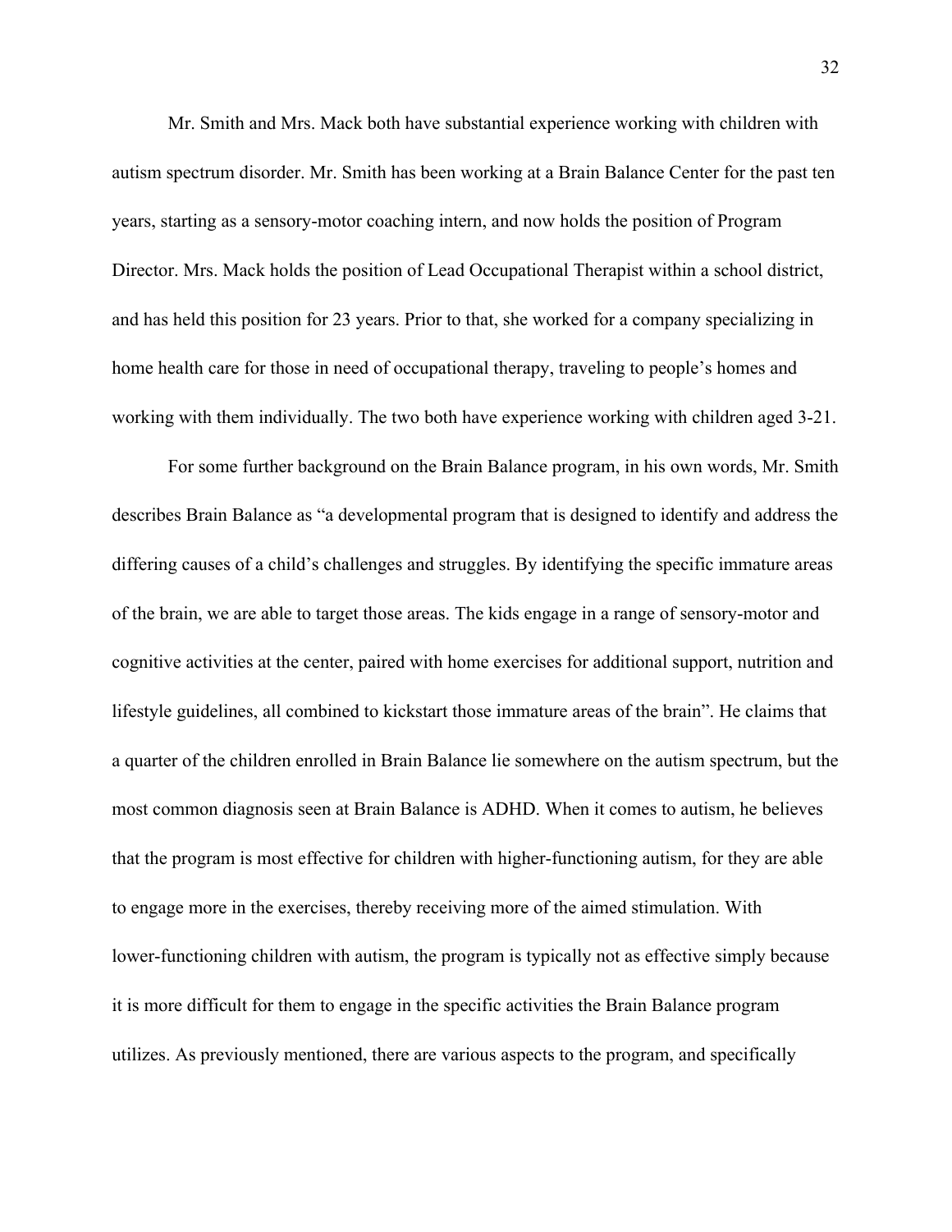Mr. Smith and Mrs. Mack both have substantial experience working with children with autism spectrum disorder. Mr. Smith has been working at a Brain Balance Center for the past ten years, starting as a sensory-motor coaching intern, and now holds the position of Program Director. Mrs. Mack holds the position of Lead Occupational Therapist within a school district, and has held this position for 23 years. Prior to that, she worked for a company specializing in home health care for those in need of occupational therapy, traveling to people's homes and working with them individually. The two both have experience working with children aged 3-21.

For some further background on the Brain Balance program, in his own words, Mr. Smith describes Brain Balance as "a developmental program that is designed to identify and address the differing causes of a child's challenges and struggles. By identifying the specific immature areas of the brain, we are able to target those areas. The kids engage in a range of sensory-motor and cognitive activities at the center, paired with home exercises for additional support, nutrition and lifestyle guidelines, all combined to kickstart those immature areas of the brain". He claims that a quarter of the children enrolled in Brain Balance lie somewhere on the autism spectrum, but the most common diagnosis seen at Brain Balance is ADHD. When it comes to autism, he believes that the program is most effective for children with higher-functioning autism, for they are able to engage more in the exercises, thereby receiving more of the aimed stimulation. With lower-functioning children with autism, the program is typically not as effective simply because it is more difficult for them to engage in the specific activities the Brain Balance program utilizes. As previously mentioned, there are various aspects to the program, and specifically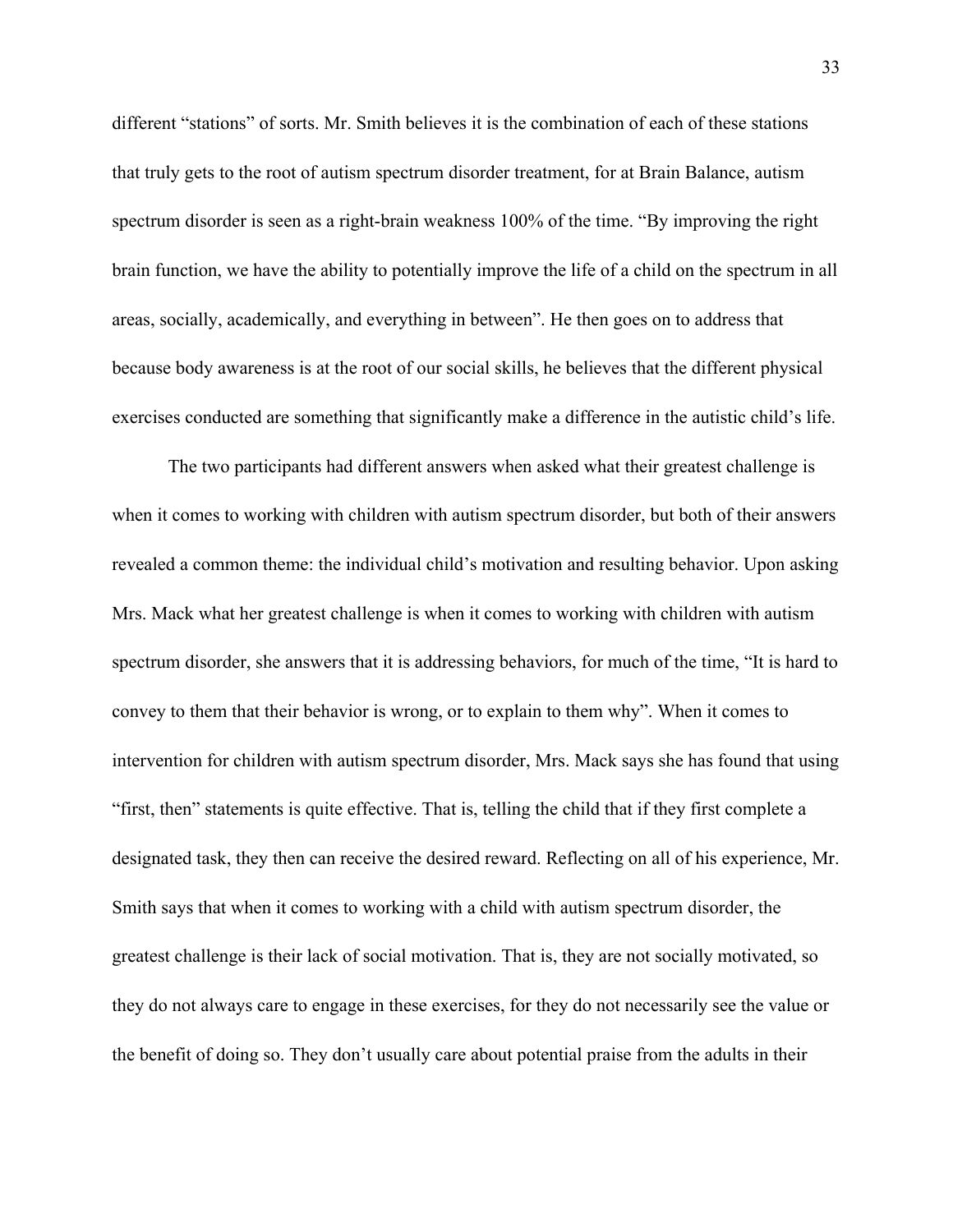different "stations" of sorts. Mr. Smith believes it is the combination of each of these stations that truly gets to the root of autism spectrum disorder treatment, for at Brain Balance, autism spectrum disorder is seen as a right-brain weakness 100% of the time. "By improving the right brain function, we have the ability to potentially improve the life of a child on the spectrum in all areas, socially, academically, and everything in between". He then goes on to address that because body awareness is at the root of our social skills, he believes that the different physical exercises conducted are something that significantly make a difference in the autistic child's life.

The two participants had different answers when asked what their greatest challenge is when it comes to working with children with autism spectrum disorder, but both of their answers revealed a common theme: the individual child's motivation and resulting behavior. Upon asking Mrs. Mack what her greatest challenge is when it comes to working with children with autism spectrum disorder, she answers that it is addressing behaviors, for much of the time, "It is hard to convey to them that their behavior is wrong, or to explain to them why". When it comes to intervention for children with autism spectrum disorder, Mrs. Mack says she has found that using "first, then" statements is quite effective. That is, telling the child that if they first complete a designated task, they then can receive the desired reward. Reflecting on all of his experience, Mr. Smith says that when it comes to working with a child with autism spectrum disorder, the greatest challenge is their lack of social motivation. That is, they are not socially motivated, so they do not always care to engage in these exercises, for they do not necessarily see the value or the benefit of doing so. They don't usually care about potential praise from the adults in their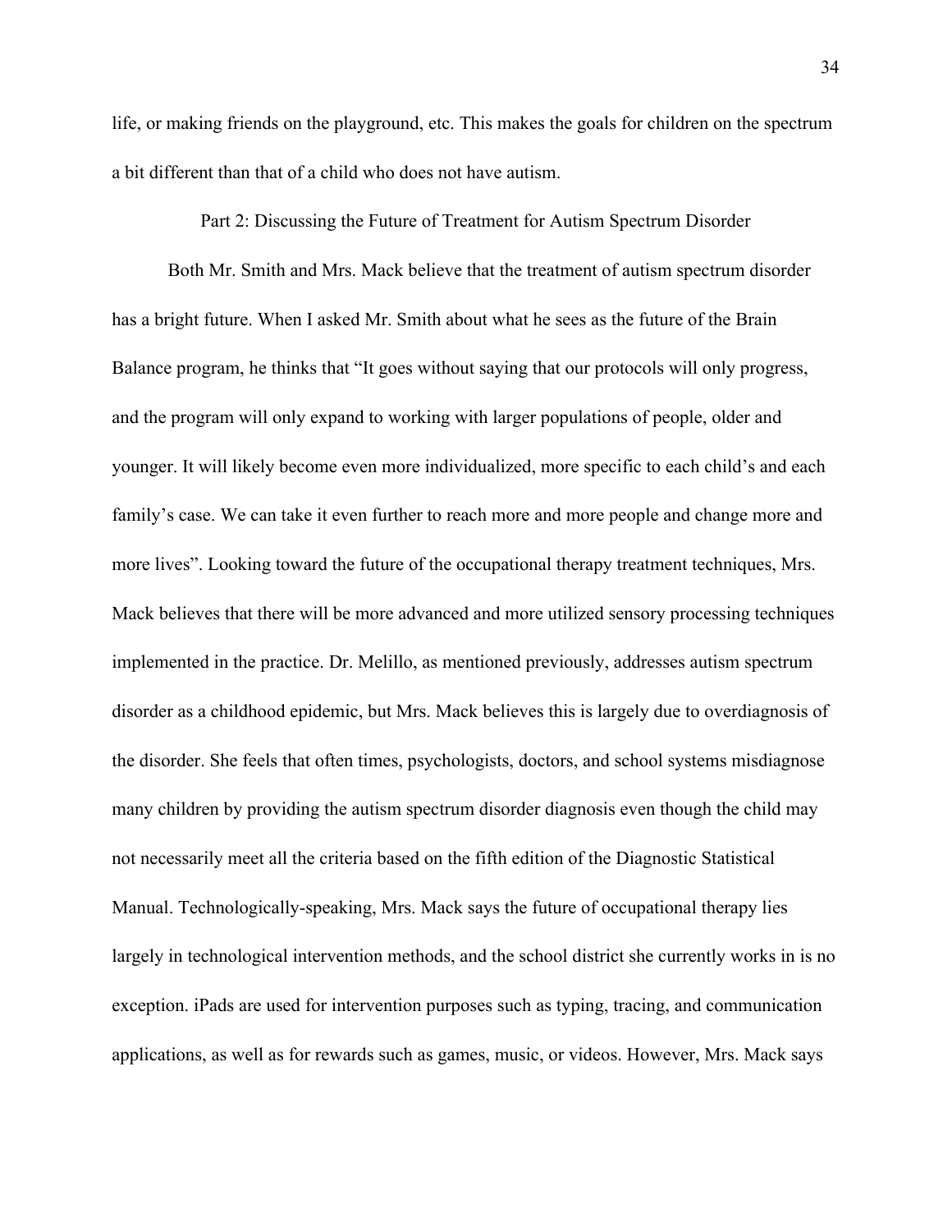life, or making friends on the playground, etc. This makes the goals for children on the spectrum a bit different than that of a child who does not have autism.

## Part 2: Discussing the Future of Treatment for Autism Spectrum Disorder

Both Mr. Smith and Mrs. Mack believe that the treatment of autism spectrum disorder has a bright future. When I asked Mr. Smith about what he sees as the future of the Brain Balance program, he thinks that "It goes without saying that our protocols will only progress, and the program will only expand to working with larger populations of people, older and younger. It will likely become even more individualized, more specific to each child's and each family's case. We can take it even further to reach more and more people and change more and more lives". Looking toward the future of the occupational therapy treatment techniques, Mrs. Mack believes that there will be more advanced and more utilized sensory processing techniques implemented in the practice. Dr. Melillo, as mentioned previously, addresses autism spectrum disorder as a childhood epidemic, but Mrs. Mack believes this is largely due to overdiagnosis of the disorder. She feels that often times, psychologists, doctors, and school systems misdiagnose many children by providing the autism spectrum disorder diagnosis even though the child may not necessarily meet all the criteria based on the fifth edition of the Diagnostic Statistical Manual. Technologically-speaking, Mrs. Mack says the future of occupational therapy lies largely in technological intervention methods, and the school district she currently works in is no exception. iPads are used for intervention purposes such as typing, tracing, and communication applications, as well as for rewards such as games, music, or videos. However, Mrs. Mack says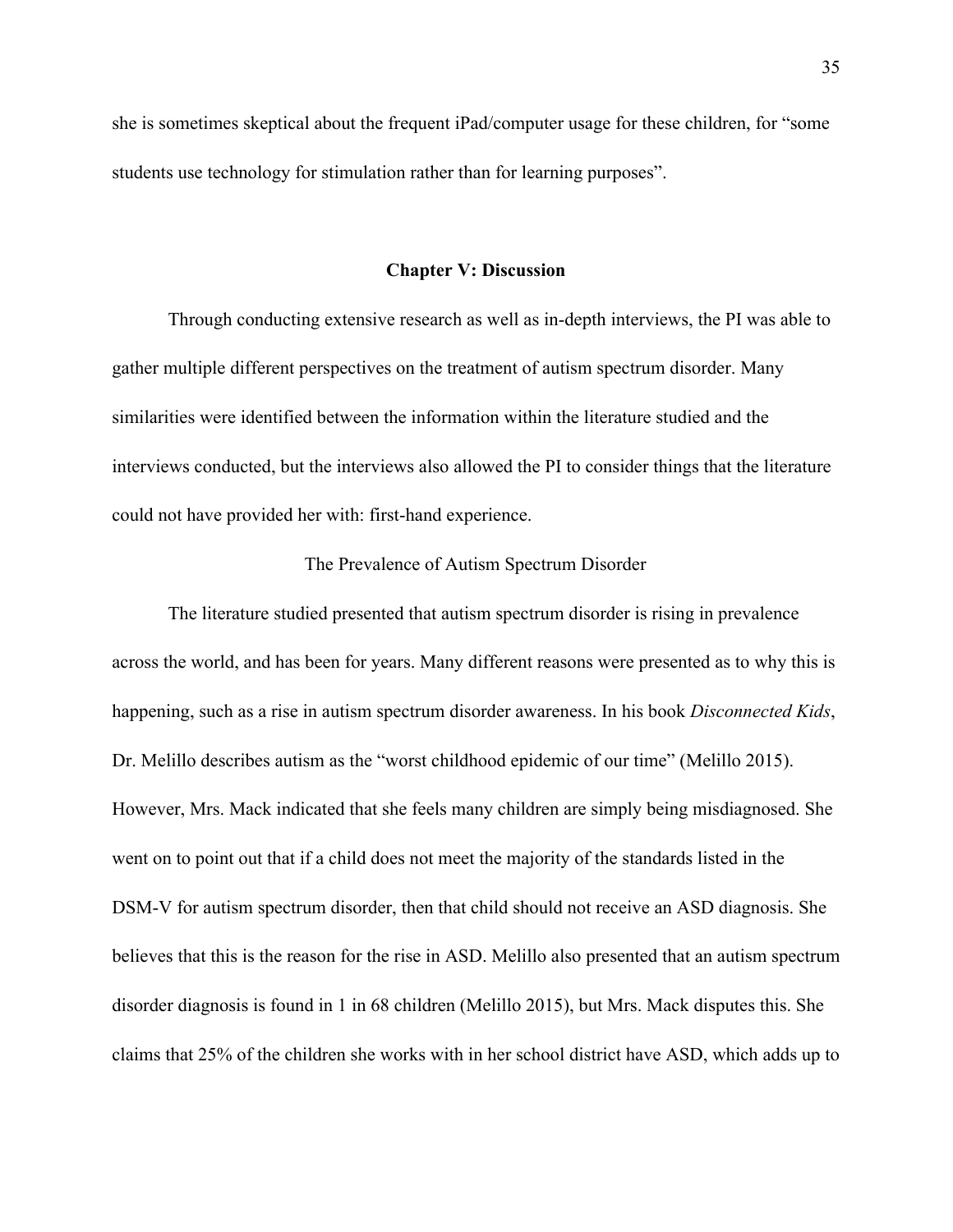she is sometimes skeptical about the frequent iPad/computer usage for these children, for "some students use technology for stimulation rather than for learning purposes".

## Chapter V: Discussion

Through conducting extensive research as well as in-depth interviews, the PI was able to gather multiple different perspectives on the treatment of autism spectrum disorder. Many similarities were identified between the information within the literature studied and the interviews conducted, but the interviews also allowed the PI to consider things that the literature could not have provided her with: first-hand experience.

### The Prevalence of Autism Spectrum Disorder

The literature studied presented that autism spectrum disorder is rising in prevalence across the world, and has been for years. Many different reasons were presented as to why this is happening, such as a rise in autism spectrum disorder awareness. In his book *Disconnected Kids*, Dr. Melillo describes autism as the "worst childhood epidemic of our time" (Melillo 2015). However, Mrs. Mack indicated that she feels many children are simply being misdiagnosed. She went on to point out that if a child does not meet the majority of the standards listed in the DSM-V for autism spectrum disorder, then that child should not receive an ASD diagnosis. She believes that this is the reason for the rise in ASD. Melillo also presented that an autism spectrum disorder diagnosis is found in 1 in 68 children (Melillo 2015), but Mrs. Mack disputes this. She claims that 25% of the children she works with in her school district have ASD, which adds up to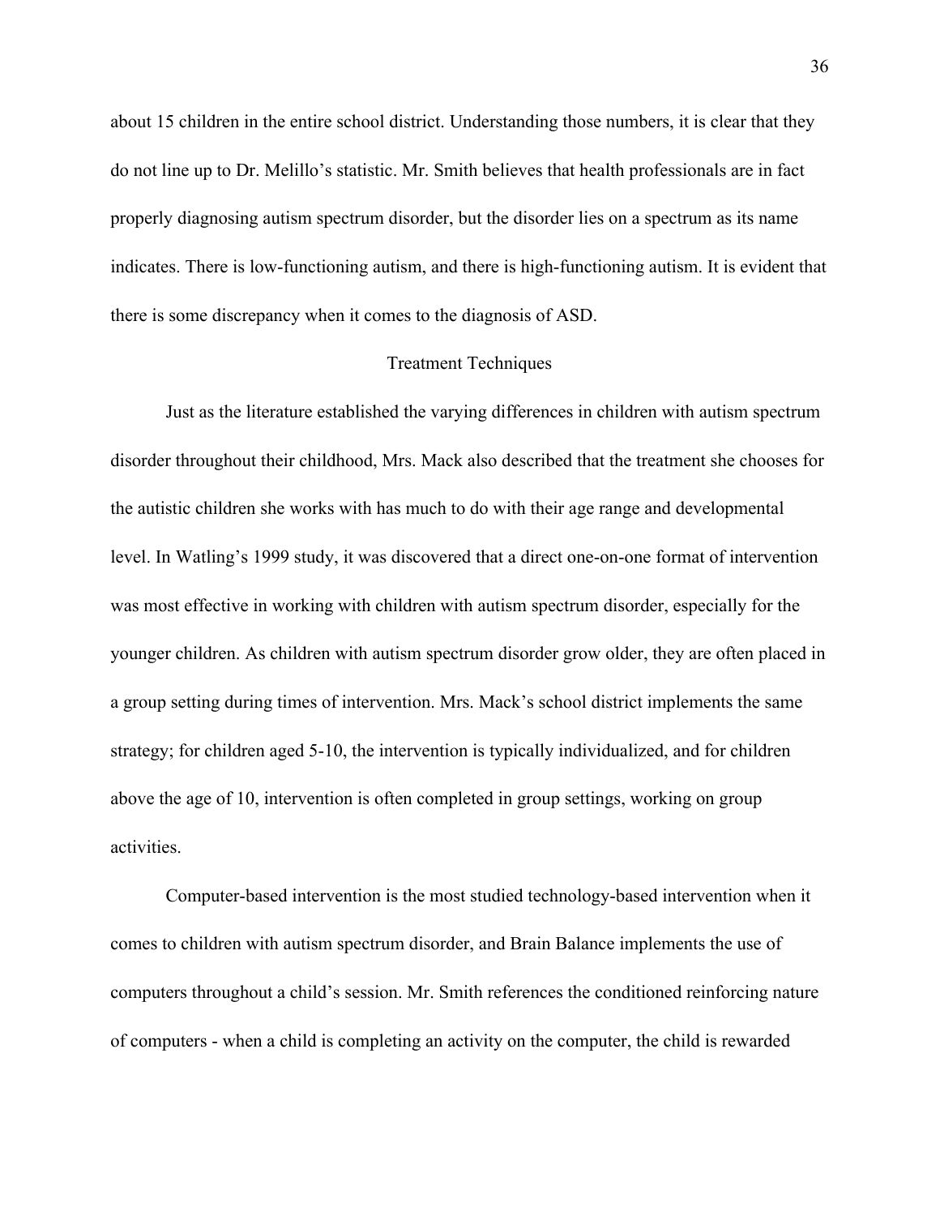about 15 children in the entire school district. Understanding those numbers, it is clear that they do not line up to Dr. Melillo's statistic. Mr. Smith believes that health professionals are in fact properly diagnosing autism spectrum disorder, but the disorder lies on a spectrum as its name indicates. There is low-functioning autism, and there is high-functioning autism. It is evident that there is some discrepancy when it comes to the diagnosis of ASD.

## Treatment Techniques

Just as the literature established the varying differences in children with autism spectrum disorder throughout their childhood, Mrs. Mack also described that the treatment she chooses for the autistic children she works with has much to do with their age range and developmental level. In Watling's 1999 study, it was discovered that a direct one-on-one format of intervention was most effective in working with children with autism spectrum disorder, especially for the younger children. As children with autism spectrum disorder grow older, they are often placed in a group setting during times of intervention. Mrs. Mack's school district implements the same strategy; for children aged 5-10, the intervention is typically individualized, and for children above the age of 10, intervention is often completed in group settings, working on group activities.

Computer-based intervention is the most studied technology-based intervention when it comes to children with autism spectrum disorder, and Brain Balance implements the use of computers throughout a child's session. Mr. Smith references the conditioned reinforcing nature of computers - when a child is completing an activity on the computer, the child is rewarded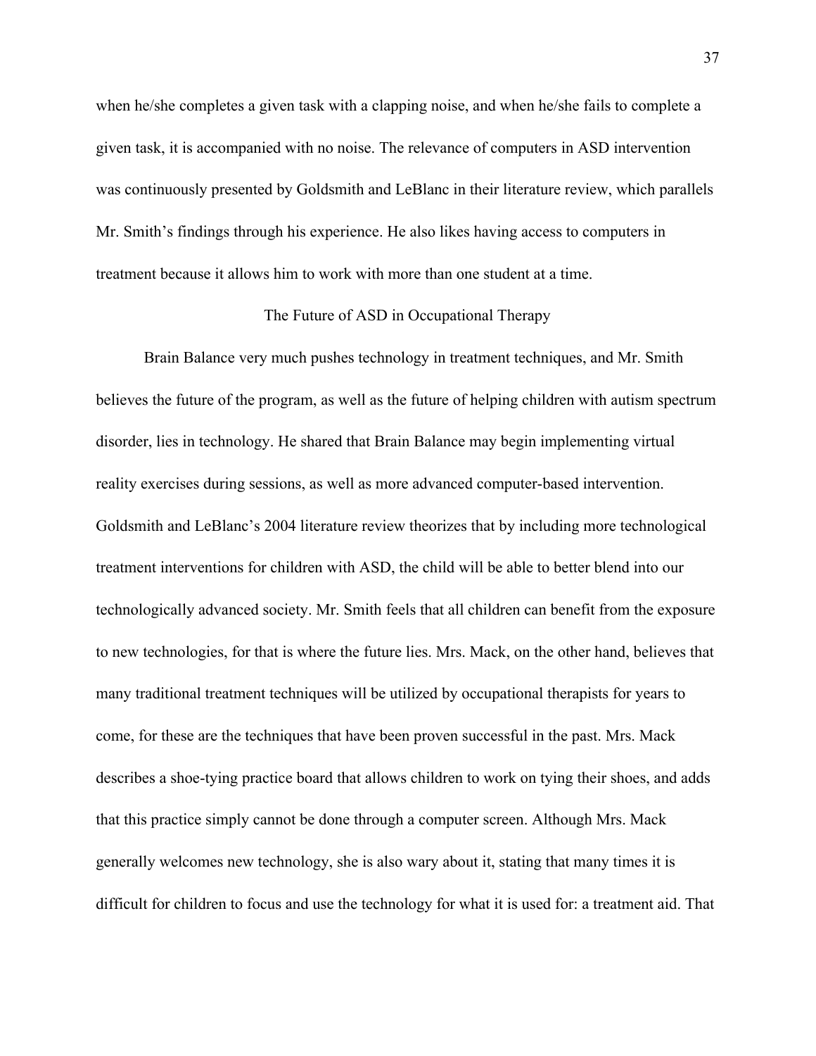when he/she completes a given task with a clapping noise, and when he/she fails to complete a given task, it is accompanied with no noise. The relevance of computers in ASD intervention was continuously presented by Goldsmith and LeBlanc in their literature review, which parallels Mr. Smith's findings through his experience. He also likes having access to computers in treatment because it allows him to work with more than one student at a time.

## The Future of ASD in Occupational Therapy

Brain Balance very much pushes technology in treatment techniques, and Mr. Smith believes the future of the program, as well as the future of helping children with autism spectrum disorder, lies in technology. He shared that Brain Balance may begin implementing virtual reality exercises during sessions, as well as more advanced computer-based intervention. Goldsmith and LeBlanc's 2004 literature review theorizes that by including more technological treatment interventions for children with ASD, the child will be able to better blend into our technologically advanced society. Mr. Smith feels that all children can benefit from the exposure to new technologies, for that is where the future lies. Mrs. Mack, on the other hand, believes that many traditional treatment techniques will be utilized by occupational therapists for years to come, for these are the techniques that have been proven successful in the past. Mrs. Mack describes a shoe-tying practice board that allows children to work on tying their shoes, and adds that this practice simply cannot be done through a computer screen. Although Mrs. Mack generally welcomes new technology, she is also wary about it, stating that many times it is difficult for children to focus and use the technology for what it is used for: a treatment aid. That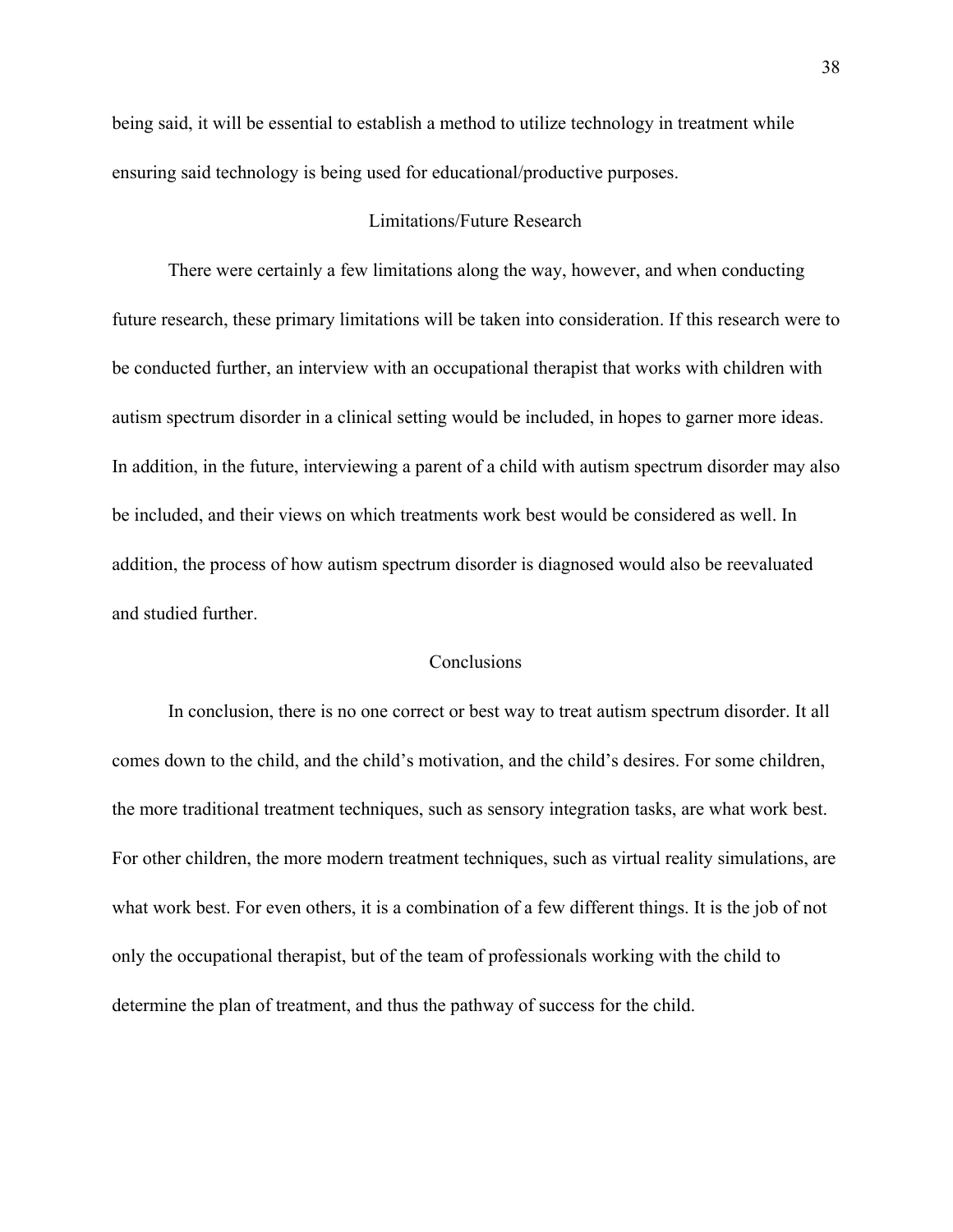being said, it will be essential to establish a method to utilize technology in treatment while ensuring said technology is being used for educational/productive purposes.

## Limitations/Future Research

There were certainly a few limitations along the way, however, and when conducting future research, these primary limitations will be taken into consideration. If this research were to be conducted further, an interview with an occupational therapist that works with children with autism spectrum disorder in a clinical setting would be included, in hopes to garner more ideas. In addition, in the future, interviewing a parent of a child with autism spectrum disorder may also be included, and their views on which treatments work best would be considered as well. In addition, the process of how autism spectrum disorder is diagnosed would also be reevaluated and studied further.

## Conclusions

In conclusion, there is no one correct or best way to treat autism spectrum disorder. It all comes down to the child, and the child's motivation, and the child's desires. For some children, the more traditional treatment techniques, such as sensory integration tasks, are what work best. For other children, the more modern treatment techniques, such as virtual reality simulations, are what work best. For even others, it is a combination of a few different things. It is the job of not only the occupational therapist, but of the team of professionals working with the child to determine the plan of treatment, and thus the pathway of success for the child.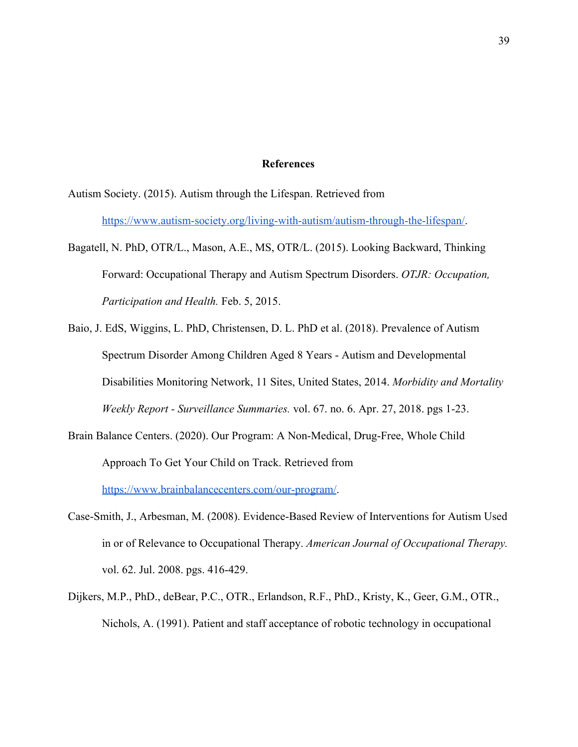# References

Autism Society. (2015). Autism through the Lifespan. Retrieved from https://www.autism-society.org/living-with-autism/autism-through-the-lifespan/.

Bagatell, N. PhD, OTR/L., Mason, A.E., MS, OTR/L. (2015). Looking Backward, Thinking Forward: Occupational Therapy and Autism Spectrum Disorders. *OTJR: Occupation, Participation and Health.* Feb. 5, 2015.

Baio, J. EdS, Wiggins, L. PhD, Christensen, D. L. PhD et al. (2018). Prevalence of Autism Spectrum Disorder Among Children Aged 8 Years - Autism and Developmental Disabilities Monitoring Network, 11 Sites, United States, 2014. *Morbidity and Mortality Weekly Report - Surveillance Summaries.* vol. 67. no. 6. Apr. 27, 2018. pgs 1-23.

Brain Balance Centers. (2020). Our Program: A Non-Medical, Drug-Free, Whole Child Approach To Get Your Child on Track. Retrieved from https://www.brainbalancecenters.com/our-program/.

Case-Smith, J., Arbesman, M. (2008). Evidence-Based Review of Interventions for Autism Used in or of Relevance to Occupational Therapy. *American Journal of Occupational Therapy.* vol. 62. Jul. 2008. pgs. 416-429.

Dijkers, M.P., PhD., deBear, P.C., OTR., Erlandson, R.F., PhD., Kristy, K., Geer, G.M., OTR., Nichols, A. (1991). Patient and staff acceptance of robotic technology in occupational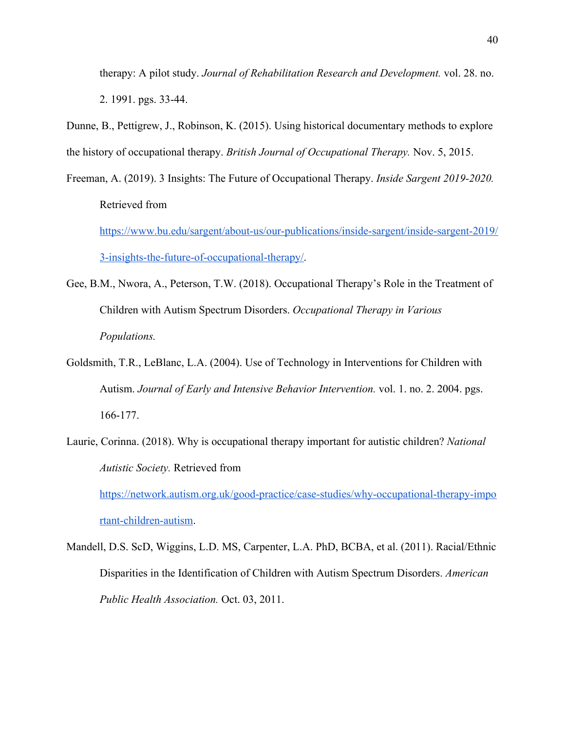therapy: A pilot study. *Journal of Rehabilitation Research and Development.* vol. 28. no. 2. 1991. pgs. 33-44.

Dunne, B., Pettigrew, J., Robinson, K. (2015). Using historical documentary methods to explore the history of occupational therapy. *British Journal of Occupational Therapy.* Nov. 5, 2015.

Freeman, A. (2019). 3 Insights: The Future of Occupational Therapy. *Inside Sargent 2019-2020.* Retrieved from https://www.bu.edu/sargent/about-us/our-publications/inside-sargent/inside-sargent-2019/3-insights-the-future-of-occupational-therapy/.

Gee, B.M., Nwora, A., Peterson, T.W. (2018). Occupational Therapy's Role in the Treatment of Children with Autism Spectrum Disorders. *Occupational Therapy in Various Populations.*

Goldsmith, T.R., LeBlanc, L.A. (2004). Use of Technology in Interventions for Children with Autism. *Journal of Early and Intensive Behavior Intervention.* vol. 1. no. 2. 2004. pgs. 166-177.

Laurie, Corinna. (2018). Why is occupational therapy important for autistic children? *National Autistic Society.* Retrieved from https://network.autism.org.uk/good-practice/case-studies/why-occupational-therapy-important-children-autism.

Mandell, D.S. ScD, Wiggins, L.D. MS, Carpenter, L.A. PhD, BCBA, et al. (2011). Racial/Ethnic Disparities in the Identification of Children with Autism Spectrum Disorders. *American Public Health Association.* Oct. 03, 2011.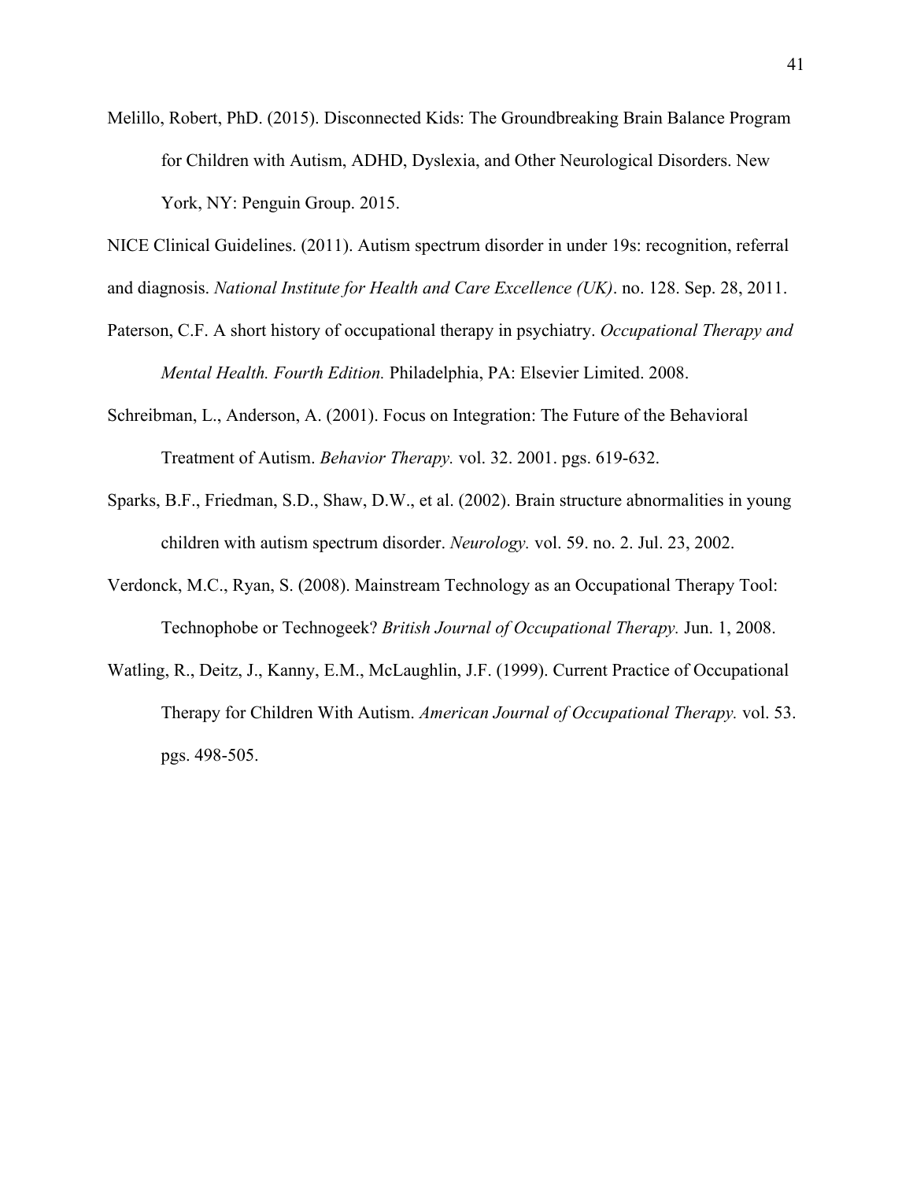Melillo, Robert, PhD. (2015). Disconnected Kids: The Groundbreaking Brain Balance Program for Children with Autism, ADHD, Dyslexia, and Other Neurological Disorders. New York, NY: Penguin Group. 2015.

NICE Clinical Guidelines. (2011). Autism spectrum disorder in under 19s: recognition, referral and diagnosis. *National Institute for Health and Care Excellence (UK)*. no. 128. Sep. 28, 2011.

Paterson, C.F. A short history of occupational therapy in psychiatry. *Occupational Therapy and Mental Health. Fourth Edition.* Philadelphia, PA: Elsevier Limited. 2008.

Schreibman, L., Anderson, A. (2001). Focus on Integration: The Future of the Behavioral Treatment of Autism. *Behavior Therapy.* vol. 32. 2001. pgs. 619-632.

Sparks, B.F., Friedman, S.D., Shaw, D.W., et al. (2002). Brain structure abnormalities in young children with autism spectrum disorder. *Neurology.* vol. 59. no. 2. Jul. 23, 2002.

Verdonck, M.C., Ryan, S. (2008). Mainstream Technology as an Occupational Therapy Tool: Technophobe or Technogeek? *British Journal of Occupational Therapy.* Jun. 1, 2008.

Watling, R., Deitz, J., Kanny, E.M., McLaughlin, J.F. (1999). Current Practice of Occupational Therapy for Children With Autism. *American Journal of Occupational Therapy.* vol. 53. pgs. 498-505.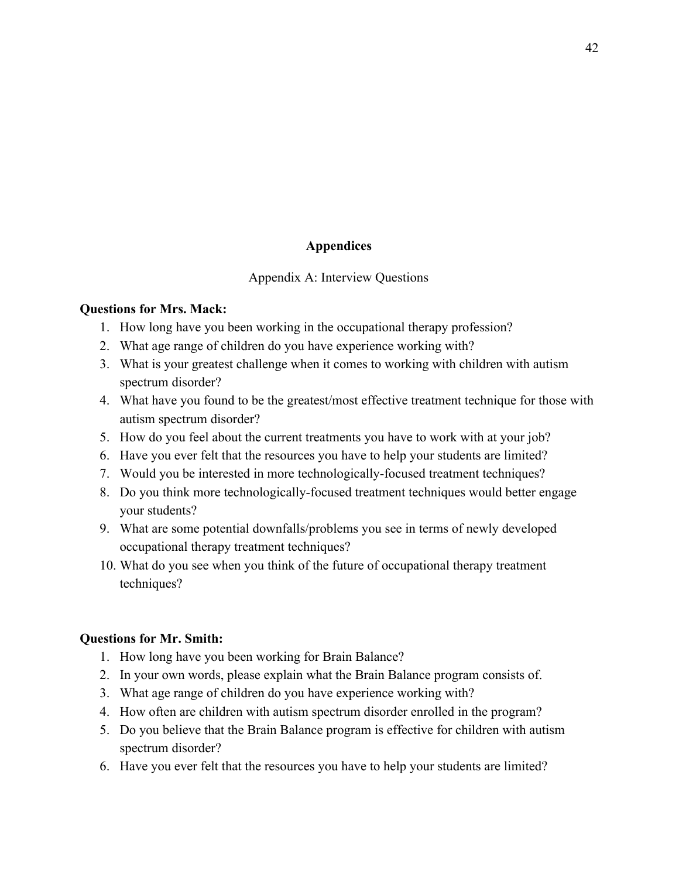# Appendices

## Appendix A: Interview Questions

**Questions for Mrs. Mack:**

1. How long have you been working in the occupational therapy profession?
2. What age range of children do you have experience working with?
3. What is your greatest challenge when it comes to working with children with autism spectrum disorder?
4. What have you found to be the greatest/most effective treatment technique for those with autism spectrum disorder?
5. How do you feel about the current treatments you have to work with at your job?
6. Have you ever felt that the resources you have to help your students are limited?
7. Would you be interested in more technologically-focused treatment techniques?
8. Do you think more technologically-focused treatment techniques would better engage your students?
9. What are some potential downfalls/problems you see in terms of newly developed occupational therapy treatment techniques?
10. What do you see when you think of the future of occupational therapy treatment techniques?

**Questions for Mr. Smith:**

1. How long have you been working for Brain Balance?
2. In your own words, please explain what the Brain Balance program consists of.
3. What age range of children do you have experience working with?
4. How often are children with autism spectrum disorder enrolled in the program?
5. Do you believe that the Brain Balance program is effective for children with autism spectrum disorder?
6. Have you ever felt that the resources you have to help your students are limited?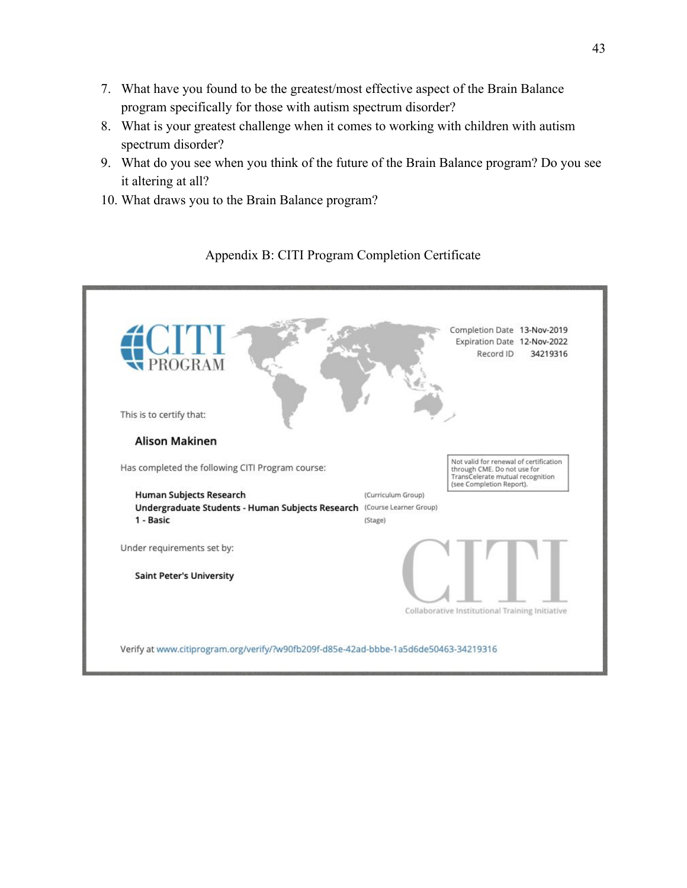7. What have you found to be the greatest/most effective aspect of the Brain Balance program specifically for those with autism spectrum disorder?
8. What is your greatest challenge when it comes to working with children with autism spectrum disorder?
9. What do you see when you think of the future of the Brain Balance program? Do you see it altering at all?
10. What draws you to the Brain Balance program?

Appendix B: CITI Program Completion Certificate

CITI PROGRAM

Completion Date 13-Nov-2019
Expiration Date 12-Nov-2022
Record ID 34219316

This is to certify that:

**Alison Makinen**

Has completed the following CITI Program course:

Not valid for renewal of certification through CME. Do not use for TransCelerate mutual recognition (see Completion Report).

**Human Subjects Research** (Curriculum Group)
**Undergraduate Students - Human Subjects Research** (Course Learner Group)
**1 - Basic** (Stage)

Under requirements set by:

**Saint Peter's University**

CITI
Collaborative Institutional Training Initiative

Verify at www.citiprogram.org/verify/?w90fb209f-d85e-42ad-bbbe-1a5d6de50463-34219316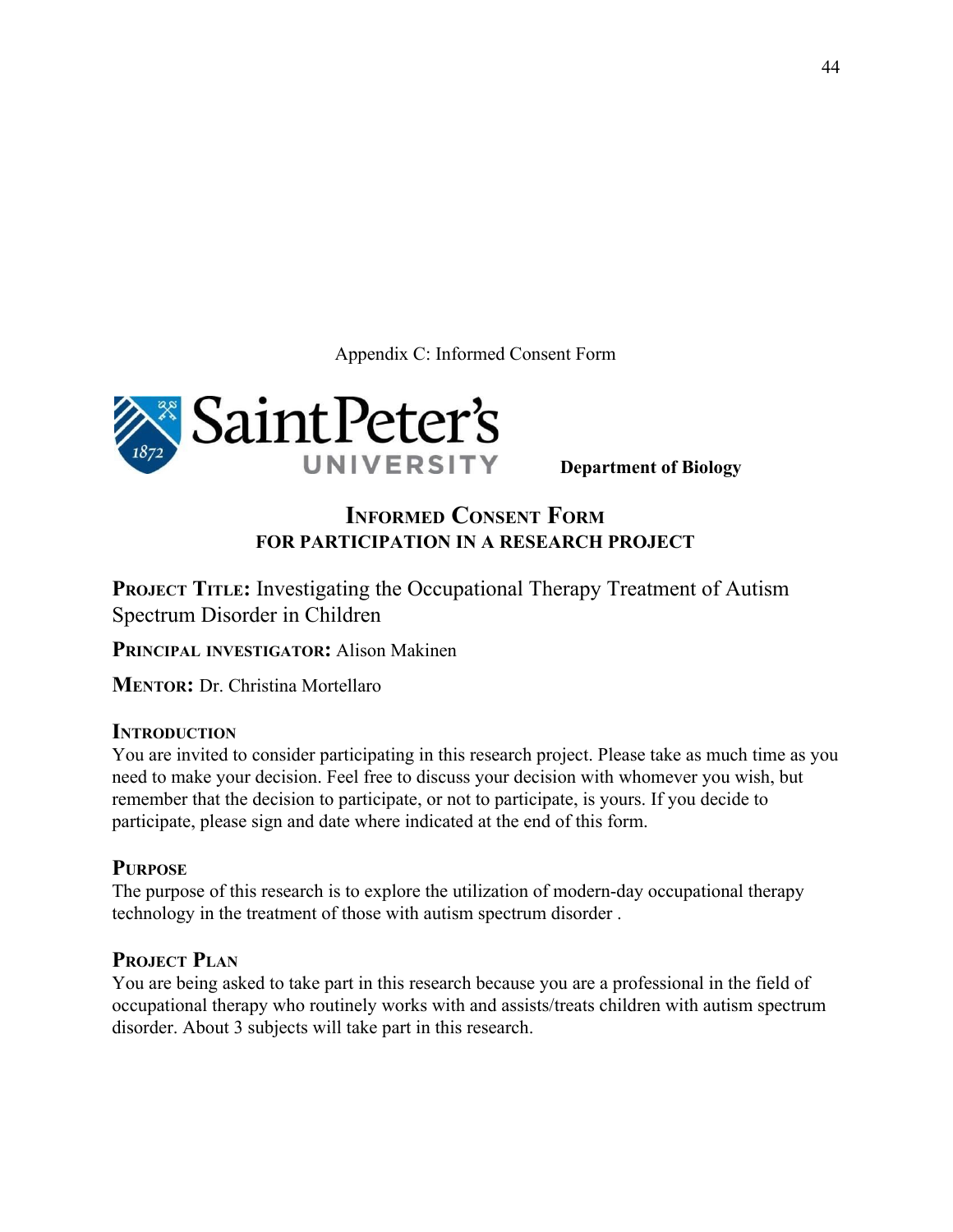Appendix C: Informed Consent Form

Saint Peter's University

**Department of Biology**

## Informed Consent Form
### FOR PARTICIPATION IN A RESEARCH PROJECT

**Project Title:** Investigating the Occupational Therapy Treatment of Autism Spectrum Disorder in Children

**Principal investigator:** Alison Makinen

**Mentor:** Dr. Christina Mortellaro

### Introduction

You are invited to consider participating in this research project. Please take as much time as you need to make your decision. Feel free to discuss your decision with whomever you wish, but remember that the decision to participate, or not to participate, is yours. If you decide to participate, please sign and date where indicated at the end of this form.

### Purpose

The purpose of this research is to explore the utilization of modern-day occupational therapy technology in the treatment of those with autism spectrum disorder .

### Project Plan

You are being asked to take part in this research because you are a professional in the field of occupational therapy who routinely works with and assists/treats children with autism spectrum disorder. About 3 subjects will take part in this research.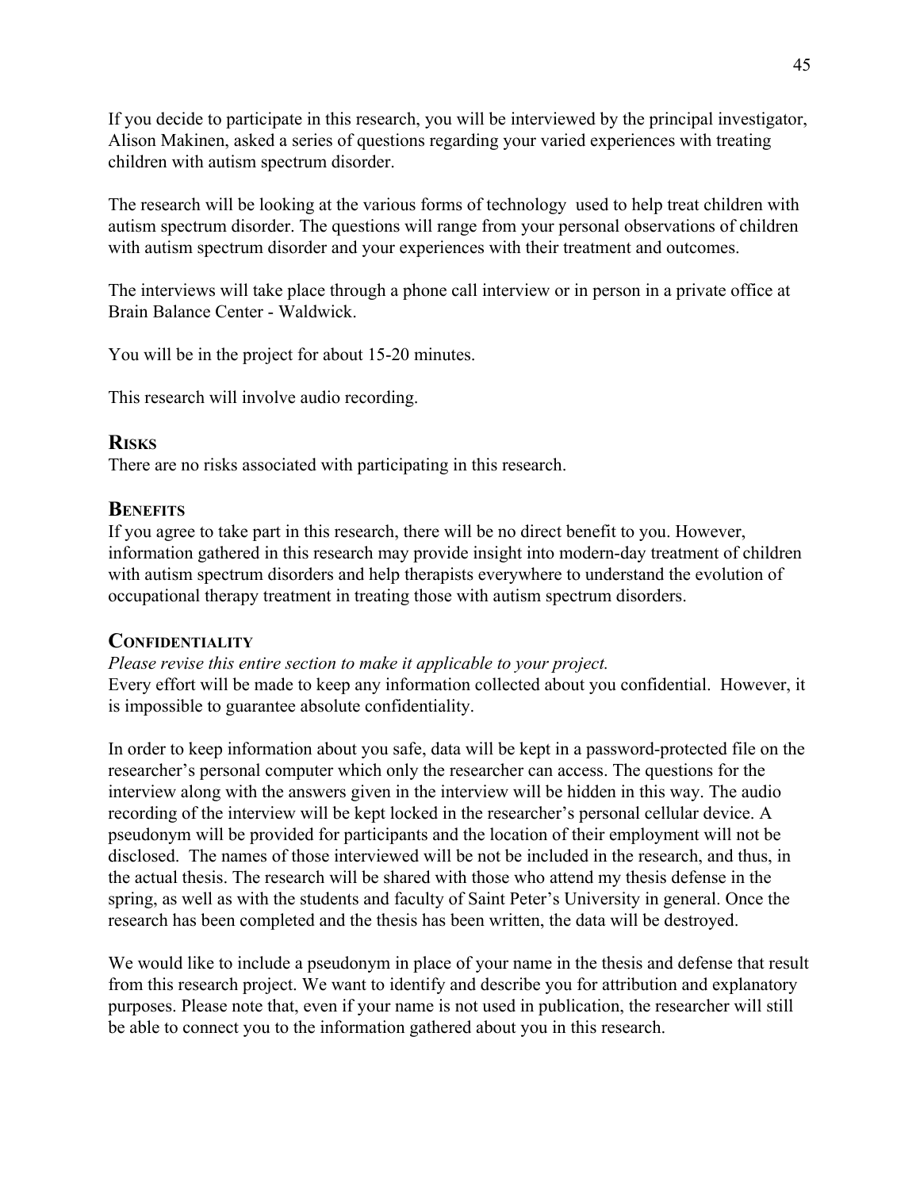If you decide to participate in this research, you will be interviewed by the principal investigator, Alison Makinen, asked a series of questions regarding your varied experiences with treating children with autism spectrum disorder.

The research will be looking at the various forms of technology  used to help treat children with autism spectrum disorder. The questions will range from your personal observations of children with autism spectrum disorder and your experiences with their treatment and outcomes.

The interviews will take place through a phone call interview or in person in a private office at Brain Balance Center - Waldwick.

You will be in the project for about 15-20 minutes.

This research will involve audio recording.

## RISKS

There are no risks associated with participating in this research.

## BENEFITS

If you agree to take part in this research, there will be no direct benefit to you. However, information gathered in this research may provide insight into modern-day treatment of children with autism spectrum disorders and help therapists everywhere to understand the evolution of occupational therapy treatment in treating those with autism spectrum disorders.

## CONFIDENTIALITY

*Please revise this entire section to make it applicable to your project.*
Every effort will be made to keep any information collected about you confidential.  However, it is impossible to guarantee absolute confidentiality.

In order to keep information about you safe, data will be kept in a password-protected file on the researcher's personal computer which only the researcher can access. The questions for the interview along with the answers given in the interview will be hidden in this way. The audio recording of the interview will be kept locked in the researcher's personal cellular device. A pseudonym will be provided for participants and the location of their employment will not be disclosed.  The names of those interviewed will be not be included in the research, and thus, in the actual thesis. The research will be shared with those who attend my thesis defense in the spring, as well as with the students and faculty of Saint Peter's University in general. Once the research has been completed and the thesis has been written, the data will be destroyed.

We would like to include a pseudonym in place of your name in the thesis and defense that result from this research project. We want to identify and describe you for attribution and explanatory purposes. Please note that, even if your name is not used in publication, the researcher will still be able to connect you to the information gathered about you in this research.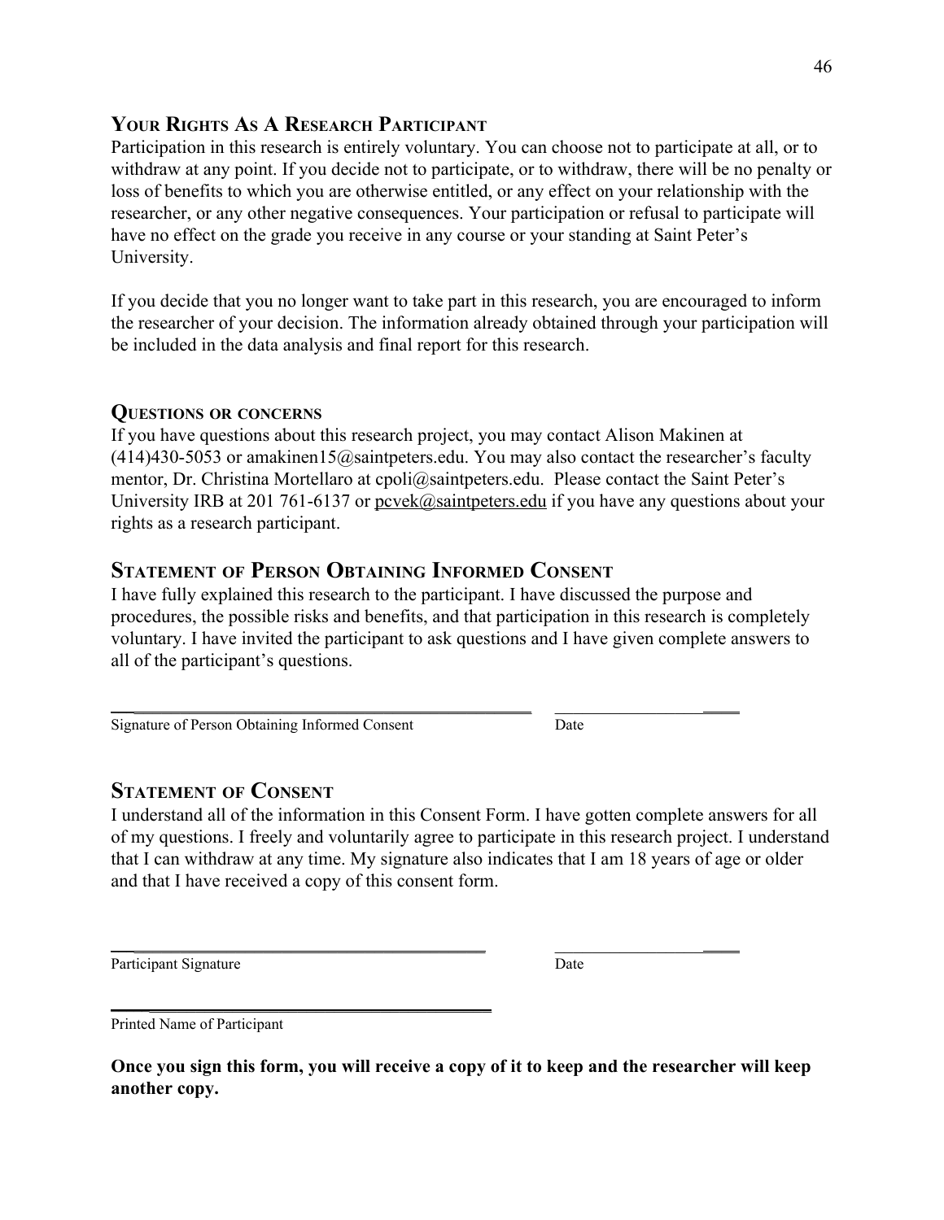## Your Rights As A Research Participant

Participation in this research is entirely voluntary. You can choose not to participate at all, or to withdraw at any point. If you decide not to participate, or to withdraw, there will be no penalty or loss of benefits to which you are otherwise entitled, or any effect on your relationship with the researcher, or any other negative consequences. Your participation or refusal to participate will have no effect on the grade you receive in any course or your standing at Saint Peter's University.

If you decide that you no longer want to take part in this research, you are encouraged to inform the researcher of your decision. The information already obtained through your participation will be included in the data analysis and final report for this research.

## Questions or concerns

If you have questions about this research project, you may contact Alison Makinen at (414)430-5053 or amakinen15@saintpeters.edu. You may also contact the researcher's faculty mentor, Dr. Christina Mortellaro at cpoli@saintpeters.edu. Please contact the Saint Peter's University IRB at 201 761-6137 or pcvek@saintpeters.edu if you have any questions about your rights as a research participant.

## Statement of Person Obtaining Informed Consent

I have fully explained this research to the participant. I have discussed the purpose and procedures, the possible risks and benefits, and that participation in this research is completely voluntary. I have invited the participant to ask questions and I have given complete answers to all of the participant's questions.

\_\_\_\_\_\_\_\_\_\_\_\_\_\_\_\_\_\_\_\_\_\_\_\_\_\_\_\_\_\_\_\_\_\_\_\_\_\_\_\_ &nbsp;&nbsp;&nbsp; \_\_\_\_\_\_\_\_\_\_\_\_\_\_\_\_

Signature of Person Obtaining Informed Consent &nbsp;&nbsp;&nbsp; Date

## Statement of Consent

I understand all of the information in this Consent Form. I have gotten complete answers for all of my questions. I freely and voluntarily agree to participate in this research project. I understand that I can withdraw at any time. My signature also indicates that I am 18 years of age or older and that I have received a copy of this consent form.

\_\_\_\_\_\_\_\_\_\_\_\_\_\_\_\_\_\_\_\_\_\_\_\_\_\_\_\_\_\_\_\_\_\_\_\_\_\_\_\_ &nbsp;&nbsp;&nbsp; \_\_\_\_\_\_\_\_\_\_\_\_\_\_\_\_

Participant Signature &nbsp;&nbsp;&nbsp; Date

\_\_\_\_\_\_\_\_\_\_\_\_\_\_\_\_\_\_\_\_\_\_\_\_\_\_\_\_\_\_\_\_\_\_\_\_\_\_\_\_

Printed Name of Participant

**Once you sign this form, you will receive a copy of it to keep and the researcher will keep another copy.**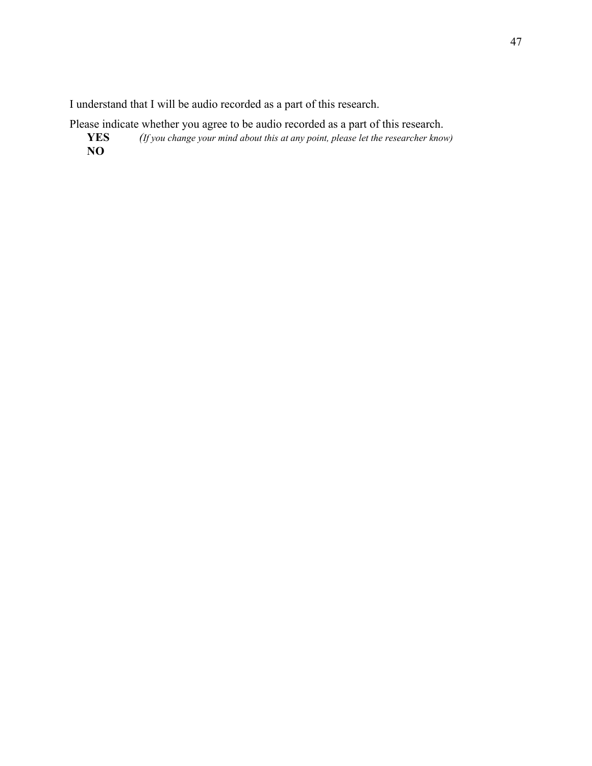I understand that I will be audio recorded as a part of this research.

Please indicate whether you agree to be audio recorded as a part of this research.

**YES** *(If you change your mind about this at any point, please let the researcher know)*

**NO**